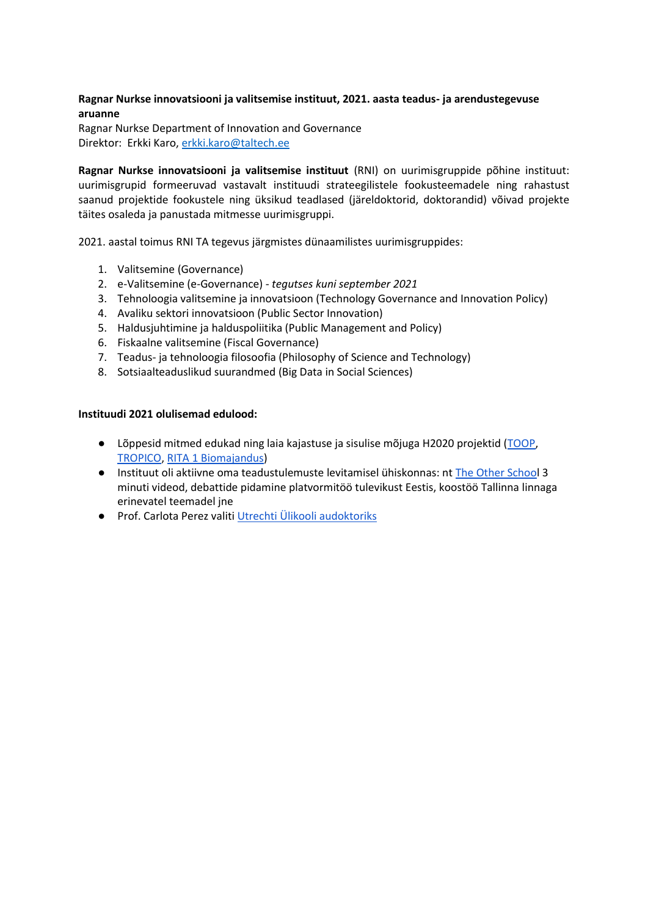**Ragnar Nurkse innovatsiooni ja valitsemise instituut, 2021. aasta teadus- ja arendustegevuse aruanne**

Ragnar Nurkse Department of Innovation and Governance
Direktor: Erkki Karo, [erkki.karo@taltech.ee](mailto:erkki.karo@taltech.ee)

**Ragnar Nurkse innovatsiooni ja valitsemise instituut** (RNI) on uurimisgruppide põhine instituut: uurimisgrupid formeeruvad vastavalt instituudi strateegilistele fookusteemadele ning rahastust saanud projektide fookustele ning üksikud teadlased (järeldoktorid, doktorandid) võivad projekte täites osaleda ja panustada mitmesse uurimisgruppi.

2021. aastal toimus RNI TA tegevus järgmistes dünaamilistes uurimisgruppides:

1. Valitsemine (Governance)
2. e-Valitsemine (e-Governance) - *tegutses kuni september 2021*
3. Tehnoloogia valitsemine ja innovatsioon (Technology Governance and Innovation Policy)
4. Avaliku sektori innovatsioon (Public Sector Innovation)
5. Haldusjuhtimine ja halduspoliitika (Public Management and Policy)
6. Fiskaalne valitsemine (Fiscal Governance)
7. Teadus- ja tehnoloogia filosoofia (Philosophy of Science and Technology)
8. Sotsiaalteaduslikud suurandmed (Big Data in Social Sciences)

**Instituudi 2021 olulisemad edulood:**

- Lõppesid mitmed edukad ning laia kajastuse ja sisulise mõjuga H2020 projektid (TOOP, TROPICO, RITA 1 Biomajandus)
- Instituut oli aktiivne oma teadustulemuste levitamisel ühiskonnas: nt The Other School 3 minuti videod, debattide pidamine platvormitöö tulevikust Eestis, koostöö Tallinna linnaga erinevatel teemadel jne
- Prof. Carlota Perez valiti Utrechti Ülikooli audoktoriks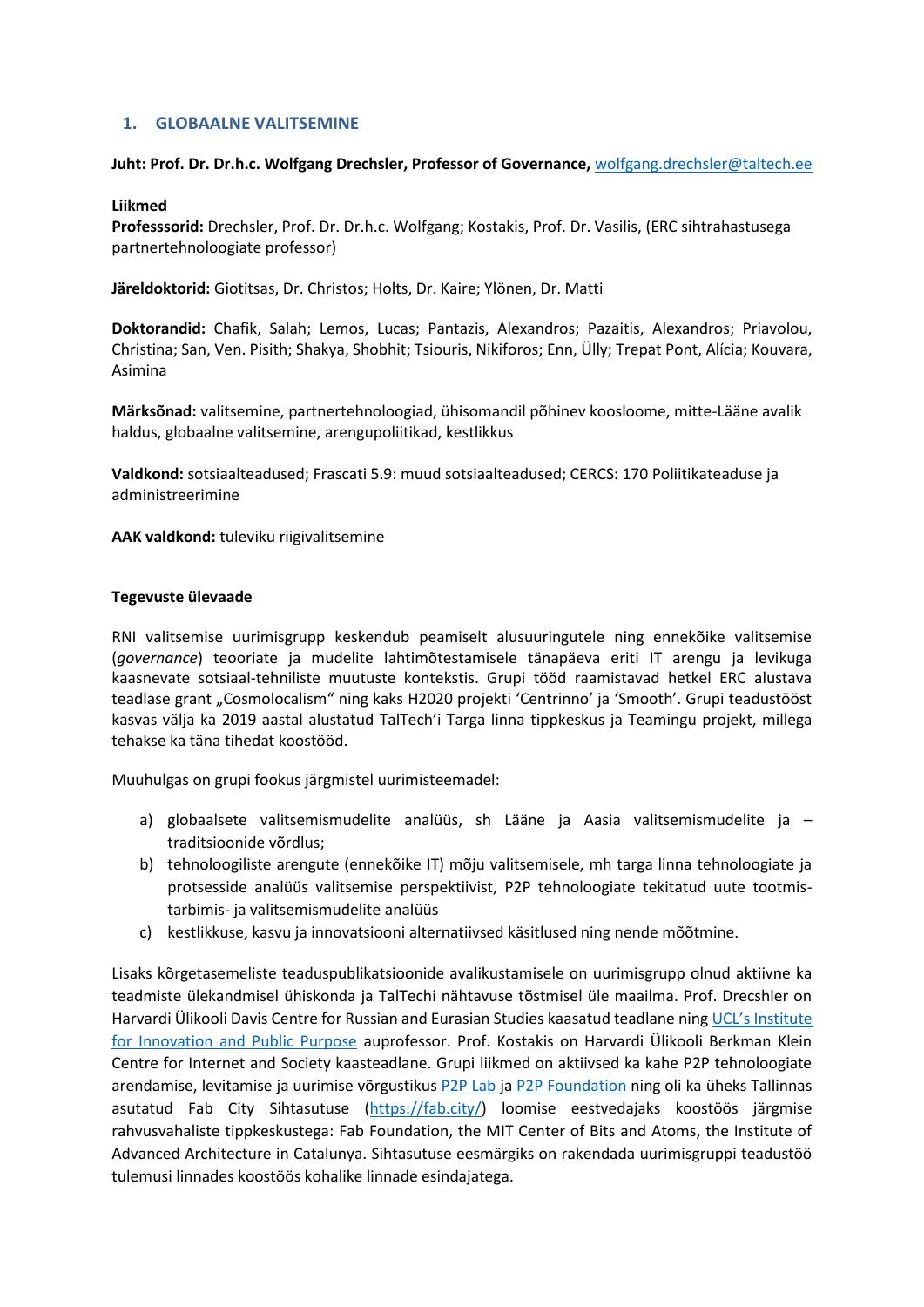## 1. GLOBAALNE VALITSEMINE

**Juht: Prof. Dr. Dr.h.c. Wolfgang Drechsler, Professor of Governance,** [wolfgang.drechsler@taltech.ee](mailto:wolfgang.drechsler@taltech.ee)

**Liikmed**
**Professsorid:** Drechsler, Prof. Dr. Dr.h.c. Wolfgang; Kostakis, Prof. Dr. Vasilis, (ERC sihtrahastusega partnertehnoloogiate professor)

**Järeldoktorid:** Giotitsas, Dr. Christos; Holts, Dr. Kaire; Ylönen, Dr. Matti

**Doktorandid:** Chafik, Salah; Lemos, Lucas; Pantazis, Alexandros; Pazaitis, Alexandros; Priavolou, Christina; San, Ven. Pisith; Shakya, Shobhit; Tsiouris, Nikiforos; Enn, Ülly; Trepat Pont, Alícia; Kouvara, Asimina

**Märksõnad:** valitsemine, partnertehnoloogiad, ühisomandil põhinev koosloome, mitte-Lääne avalik haldus, globaalne valitsemine, arengupoliitikad, kestlikkus

**Valdkond:** sotsiaalteadused; Frascati 5.9: muud sotsiaalteadused; CERCS: 170 Poliitikateaduse ja administreerimine

**AAK valdkond:** tuleviku riigivalitsemine

**Tegevuste ülevaade**

RNI valitsemise uurimisgrupp keskendub peamiselt alusuuringutele ning ennekõike valitsemise (*governance*) teooriate ja mudelite lahtimõtestamisele tänapäeva eriti IT arengu ja levikuga kaasnevate sotsiaal-tehniliste muutuste kontekstis. Grupi tööd raamistavad hetkel ERC alustava teadlase grant „Cosmolocalism“ ning kaks H2020 projekti 'Centrinno' ja 'Smooth'. Grupi teadustööst kasvas välja ka 2019 aastal alustatud TalTech'i Targa linna tippkeskus ja Teamingu projekt, millega tehakse ka täna tihedat koostööd.

Muuhulgas on grupi fookus järgmistel uurimisteemadel:

a) globaalsete valitsemismudelite analüüs, sh Lääne ja Aasia valitsemismudelite ja –traditsioonide võrdlus;
b) tehnoloogiliste arengute (ennekõike IT) mõju valitsemisele, mh targa linna tehnoloogiate ja protsesside analüüs valitsemise perspektiivist, P2P tehnoloogiate tekitatud uute tootmis-tarbimis- ja valitsemismudelite analüüs
c) kestlikkuse, kasvu ja innovatsiooni alternatiivsed käsitlused ning nende mõõtmine.

Lisaks kõrgetasemeliste teaduspublikatsioonide avalikustamisele on uurimisgrupp olnud aktiivne ka teadmiste ülekandmisel ühiskonda ja TalTechi nähtavuse tõstmisel üle maailma. Prof. Drecshler on Harvardi Ülikooli Davis Centre for Russian and Eurasian Studies kaasatud teadlane ning [UCL's Institute for Innovation and Public Purpose](#) auprofessor. Prof. Kostakis on Harvardi Ülikooli Berkman Klein Centre for Internet and Society kaasteadlane. Grupi liikmed on aktiivsed ka kahe P2P tehnoloogiate arendamise, levitamise ja uurimise võrgustikus [P2P Lab](#) ja [P2P Foundation](#) ning oli ka üheks Tallinnas asutatud Fab City Sihtasutuse ([https://fab.city/](https://fab.city/)) loomise eestvedajaks koostöös järgmise rahvusvahaliste tippkeskustega: Fab Foundation, the MIT Center of Bits and Atoms, the Institute of Advanced Architecture in Catalunya. Sihtasutuse eesmärgiks on rakendada uurimisgruppi teadustöö tulemusi linnades koostöös kohalike linnade esindajatega.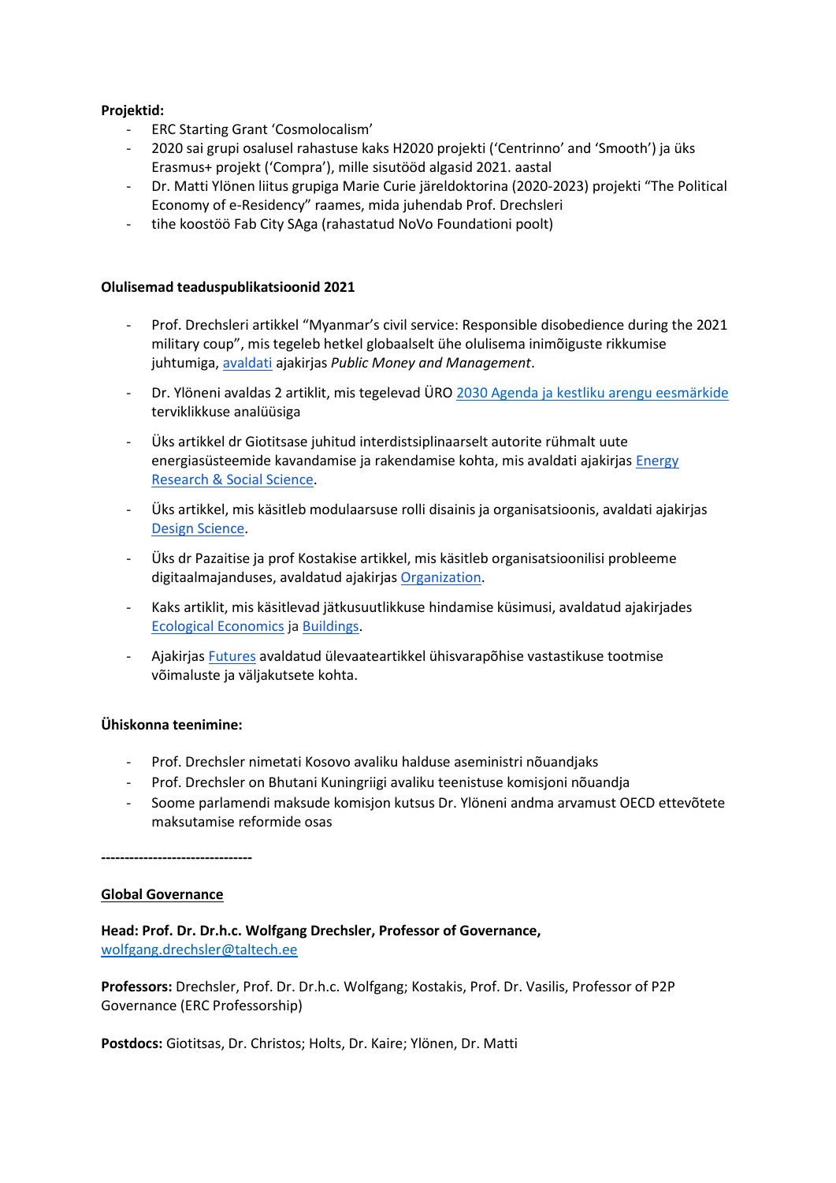**Projektid:**

- ERC Starting Grant 'Cosmolocalism'
- 2020 sai grupi osalusel rahastuse kaks H2020 projekti ('Centrinno' and 'Smooth') ja üks Erasmus+ projekt ('Compra'), mille sisutööd algasid 2021. aastal
- Dr. Matti Ylönen liitus grupiga Marie Curie järeldoktorina (2020-2023) projekti "The Political Economy of e-Residency" raames, mida juhendab Prof. Drechsleri
- tihe koostöö Fab City SAga (rahastatud NoVo Foundationi poolt)

**Olulisemad teaduspublikatsioonid 2021**

- Prof. Drechsleri artikkel "Myanmar's civil service: Responsible disobedience during the 2021 military coup", mis tegeleb hetkel globaalselt ühe olulisema inimõiguste rikkumise juhtumiga, avaldati ajakirjas *Public Money and Management*.
- Dr. Ylöneni avaldas 2 artiklit, mis tegelevad ÜRO 2030 Agenda ja kestliku arengu eesmärkide terviklikkuse analüüsiga
- Üks artikkel dr Giotitsase juhitud interdistsiplinaarselt autorite rühmalt uute energiasüsteemide kavandamise ja rakendamise kohta, mis avaldati ajakirjas Energy Research & Social Science.
- Üks artikkel, mis käsitleb modulaarsuse rolli disainis ja organisatsioonis, avaldati ajakirjas Design Science.
- Üks dr Pazaitise ja prof Kostakise artikkel, mis käsitleb organisatsioonilisi probleeme digitaalmajanduses, avaldatud ajakirjas Organization.
- Kaks artiklit, mis käsitlevad jätkusuutlikkuse hindamise küsimusi, avaldatud ajakirjades Ecological Economics ja Buildings.
- Ajakirjas Futures avaldatud ülevaateartikkel ühisvarapõhise vastastikuse tootmise võimaluste ja väljakutsete kohta.

**Ühiskonna teenimine:**

- Prof. Drechsler nimetati Kosovo avaliku halduse aseministri nõuandjaks
- Prof. Drechsler on Bhutani Kuningriigi avaliku teenistuse komisjoni nõuandja
- Soome parlamendi maksude komisjon kutsus Dr. Ylöneni andma arvamust OECD ettevõtete maksutamise reformide osas

**--------------------------------**

**Global Governance**

**Head: Prof. Dr. Dr.h.c. Wolfgang Drechsler, Professor of Governance,** wolfgang.drechsler@taltech.ee

**Professors:** Drechsler, Prof. Dr. Dr.h.c. Wolfgang; Kostakis, Prof. Dr. Vasilis, Professor of P2P Governance (ERC Professorship)

**Postdocs:** Giotitsas, Dr. Christos; Holts, Dr. Kaire; Ylönen, Dr. Matti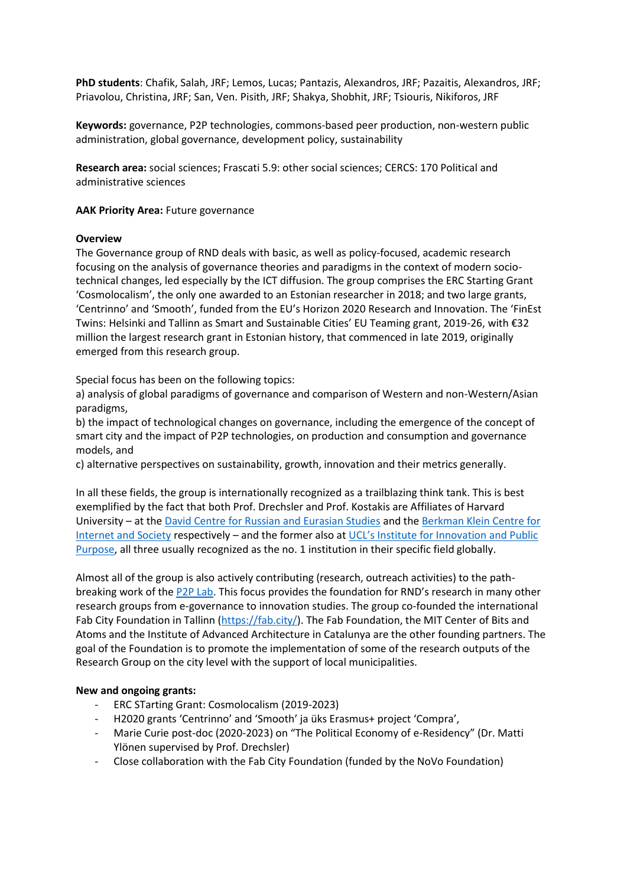**PhD students**: Chafik, Salah, JRF; Lemos, Lucas; Pantazis, Alexandros, JRF; Pazaitis, Alexandros, JRF; Priavolou, Christina, JRF; San, Ven. Pisith, JRF; Shakya, Shobhit, JRF; Tsiouris, Nikiforos, JRF

**Keywords:** governance, P2P technologies, commons-based peer production, non-western public administration, global governance, development policy, sustainability

**Research area:** social sciences; Frascati 5.9: other social sciences; CERCS: 170 Political and administrative sciences

**AAK Priority Area:** Future governance

**Overview**

The Governance group of RND deals with basic, as well as policy-focused, academic research focusing on the analysis of governance theories and paradigms in the context of modern socio-technical changes, led especially by the ICT diffusion. The group comprises the ERC Starting Grant 'Cosmolocalism', the only one awarded to an Estonian researcher in 2018; and two large grants, 'Centrinno' and 'Smooth', funded from the EU's Horizon 2020 Research and Innovation. The 'FinEst Twins: Helsinki and Tallinn as Smart and Sustainable Cities' EU Teaming grant, 2019-26, with €32 million the largest research grant in Estonian history, that commenced in late 2019, originally emerged from this research group.

Special focus has been on the following topics:
a) analysis of global paradigms of governance and comparison of Western and non-Western/Asian paradigms,
b) the impact of technological changes on governance, including the emergence of the concept of smart city and the impact of P2P technologies, on production and consumption and governance models, and
c) alternative perspectives on sustainability, growth, innovation and their metrics generally.

In all these fields, the group is internationally recognized as a trailblazing think tank. This is best exemplified by the fact that both Prof. Drechsler and Prof. Kostakis are Affiliates of Harvard University – at the David Centre for Russian and Eurasian Studies and the Berkman Klein Centre for Internet and Society respectively – and the former also at UCL's Institute for Innovation and Public Purpose, all three usually recognized as the no. 1 institution in their specific field globally.

Almost all of the group is also actively contributing (research, outreach activities) to the path-breaking work of the P2P Lab. This focus provides the foundation for RND's research in many other research groups from e-governance to innovation studies. The group co-founded the international Fab City Foundation in Tallinn (https://fab.city/). The Fab Foundation, the MIT Center of Bits and Atoms and the Institute of Advanced Architecture in Catalunya are the other founding partners. The goal of the Foundation is to promote the implementation of some of the research outputs of the Research Group on the city level with the support of local municipalities.

**New and ongoing grants:**

- ERC STarting Grant: Cosmolocalism (2019-2023)
- H2020 grants 'Centrinno' and 'Smooth' ja üks Erasmus+ project 'Compra',
- Marie Curie post-doc (2020-2023) on "The Political Economy of e-Residency" (Dr. Matti Ylönen supervised by Prof. Drechsler)
- Close collaboration with the Fab City Foundation (funded by the NoVo Foundation)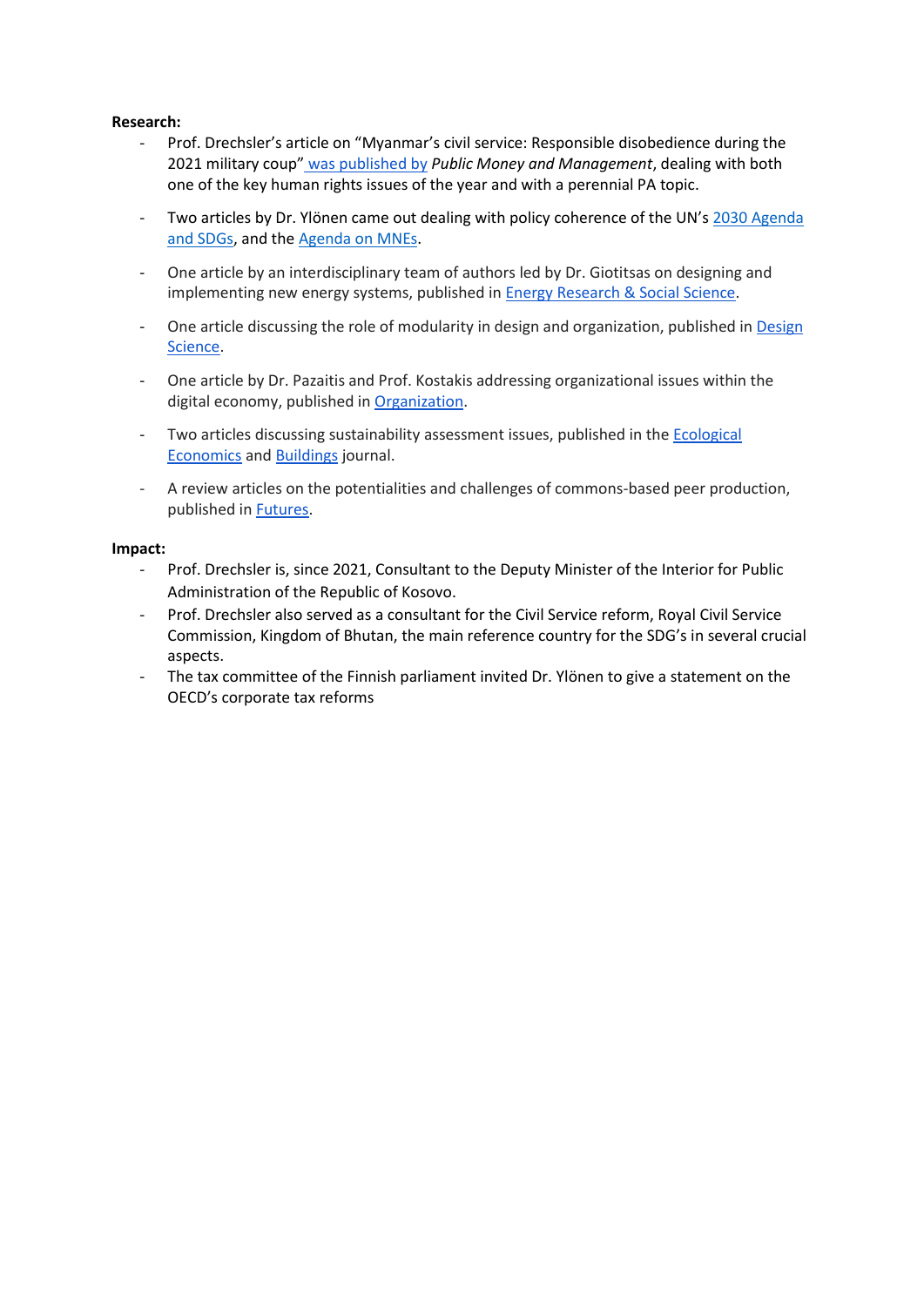**Research:**

- Prof. Drechsler's article on "Myanmar's civil service: Responsible disobedience during the 2021 military coup" was published by *Public Money and Management*, dealing with both one of the key human rights issues of the year and with a perennial PA topic.
- Two articles by Dr. Ylönen came out dealing with policy coherence of the UN's 2030 Agenda and SDGs, and the Agenda on MNEs.
- One article by an interdisciplinary team of authors led by Dr. Giotitsas on designing and implementing new energy systems, published in Energy Research & Social Science.
- One article discussing the role of modularity in design and organization, published in Design Science.
- One article by Dr. Pazaitis and Prof. Kostakis addressing organizational issues within the digital economy, published in Organization.
- Two articles discussing sustainability assessment issues, published in the Ecological Economics and Buildings journal.
- A review articles on the potentialities and challenges of commons-based peer production, published in Futures.

**Impact:**

- Prof. Drechsler is, since 2021, Consultant to the Deputy Minister of the Interior for Public Administration of the Republic of Kosovo.
- Prof. Drechsler also served as a consultant for the Civil Service reform, Royal Civil Service Commission, Kingdom of Bhutan, the main reference country for the SDG's in several crucial aspects.
- The tax committee of the Finnish parliament invited Dr. Ylönen to give a statement on the OECD's corporate tax reforms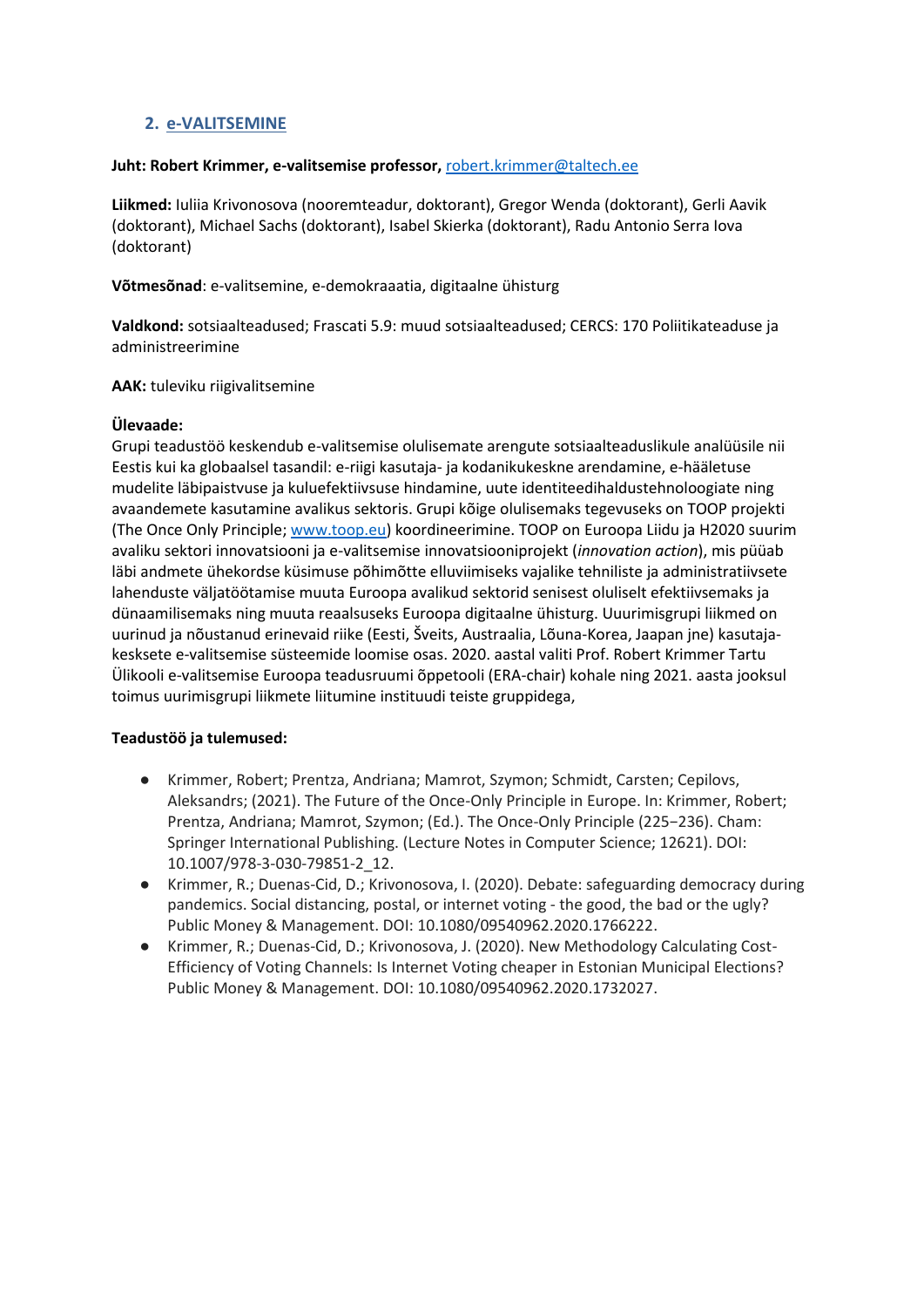## 2. e-VALITSEMINE

**Juht: Robert Krimmer, e-valitsemise professor,** robert.krimmer@taltech.ee

**Liikmed:** Iuliia Krivonosova (nooremteadur, doktorant), Gregor Wenda (doktorant), Gerli Aavik (doktorant), Michael Sachs (doktorant), Isabel Skierka (doktorant), Radu Antonio Serra Iova (doktorant)

**Võtmesõnad**: e-valitsemine, e-demokraatia, digitaalne ühisturg

**Valdkond:** sotsiaalteadused; Frascati 5.9: muud sotsiaalteadused; CERCS: 170 Poliitikateaduse ja administreerimine

**AAK:** tuleviku riigivalitsemine

**Ülevaade:**
Grupi teadustöö keskendub e-valitsemise olulisemate arengute sotsiaalteaduslikule analüüsile nii Eestis kui ka globaalsel tasandil: e-riigi kasutaja- ja kodanikukeskne arendamine, e-hääletuse mudelite läbipaistvuse ja kuluefektiivsuse hindamine, uute identiteedihaldustehnoloogiate ning avaandemete kasutamine avalikus sektoris. Grupi kõige olulisemaks tegevuseks on TOOP projekti (The Once Only Principle; www.toop.eu) koordineerimine. TOOP on Euroopa Liidu ja H2020 suurim avaliku sektori innovatsiooni ja e-valitsemise innovatsiooniprojekt (*innovation action*), mis püüab läbi andmete ühekordse küsimuse põhimõtte elluviimiseks vajalike tehniliste ja administratiivsete lahenduste väljatöötamise muuta Euroopa avalikud sektorid senisest oluliselt efektiivsemaks ja dünaamilisemaks ning muuta reaalsuseks Euroopa digitaalne ühisturg. Uuurimisgrupi liikmed on uurinud ja nõustanud erinevaid riike (Eesti, Šveits, Austraalia, Lõuna-Korea, Jaapan jne) kasutaja-kesksete e-valitsemise süsteemide loomise osas. 2020. aastal valiti Prof. Robert Krimmer Tartu Ülikooli e-valitsemise Euroopa teadusruumi õppetooli (ERA-chair) kohale ning 2021. aasta jooksul toimus uurimisgrupi liikmete liitumine instituudi teiste gruppidega,

**Teadustöö ja tulemused:**

- Krimmer, Robert; Prentza, Andriana; Mamrot, Szymon; Schmidt, Carsten; Cepilovs, Aleksandrs; (2021). The Future of the Once-Only Principle in Europe. In: Krimmer, Robert; Prentza, Andriana; Mamrot, Szymon; (Ed.). The Once-Only Principle (225−236). Cham: Springer International Publishing. (Lecture Notes in Computer Science; 12621). DOI: 10.1007/978-3-030-79851-2_12.
- Krimmer, R.; Duenas-Cid, D.; Krivonosova, I. (2020). Debate: safeguarding democracy during pandemics. Social distancing, postal, or internet voting - the good, the bad or the ugly? Public Money & Management. DOI: 10.1080/09540962.2020.1766222.
- Krimmer, R.; Duenas-Cid, D.; Krivonosova, J. (2020). New Methodology Calculating Cost-Efficiency of Voting Channels: Is Internet Voting cheaper in Estonian Municipal Elections? Public Money & Management. DOI: 10.1080/09540962.2020.1732027.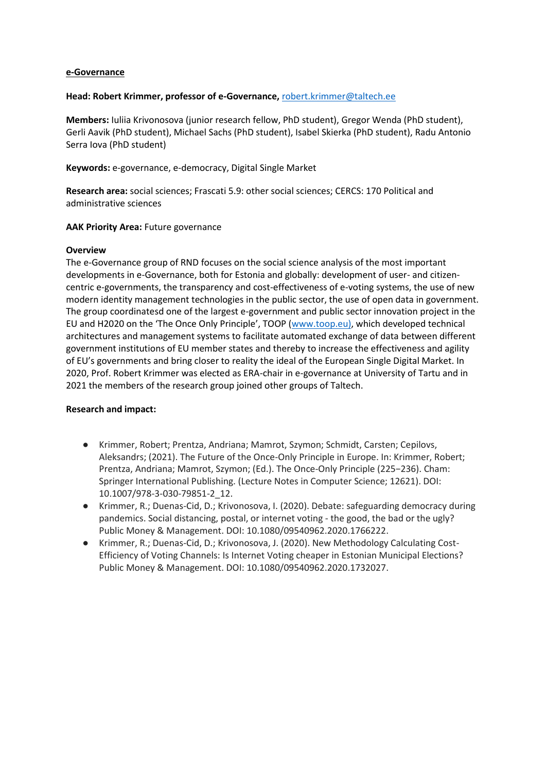**e-Governance**

**Head: Robert Krimmer, professor of e-Governance,** robert.krimmer@taltech.ee

**Members:** Iuliia Krivonosova (junior research fellow, PhD student), Gregor Wenda (PhD student), Gerli Aavik (PhD student), Michael Sachs (PhD student), Isabel Skierka (PhD student), Radu Antonio Serra Iova (PhD student)

**Keywords:** e-governance, e-democracy, Digital Single Market

**Research area:** social sciences; Frascati 5.9: other social sciences; CERCS: 170 Political and administrative sciences

**AAK Priority Area:** Future governance

**Overview**

The e-Governance group of RND focuses on the social science analysis of the most important developments in e-Governance, both for Estonia and globally: development of user- and citizen-centric e-governments, the transparency and cost-effectiveness of e-voting systems, the use of new modern identity management technologies in the public sector, the use of open data in government. The group coordinatesd one of the largest e-government and public sector innovation project in the EU and H2020 on the 'The Once Only Principle', TOOP (www.toop.eu), which developed technical architectures and management systems to facilitate automated exchange of data between different government institutions of EU member states and thereby to increase the effectiveness and agility of EU's governments and bring closer to reality the ideal of the European Single Digital Market. In 2020, Prof. Robert Krimmer was elected as ERA-chair in e-governance at University of Tartu and in 2021 the members of the research group joined other groups of Taltech.

**Research and impact:**

- Krimmer, Robert; Prentza, Andriana; Mamrot, Szymon; Schmidt, Carsten; Cepilovs, Aleksandrs; (2021). The Future of the Once-Only Principle in Europe. In: Krimmer, Robert; Prentza, Andriana; Mamrot, Szymon; (Ed.). The Once-Only Principle (225−236). Cham: Springer International Publishing. (Lecture Notes in Computer Science; 12621). DOI: 10.1007/978-3-030-79851-2_12.
- Krimmer, R.; Duenas-Cid, D.; Krivonosova, I. (2020). Debate: safeguarding democracy during pandemics. Social distancing, postal, or internet voting - the good, the bad or the ugly? Public Money & Management. DOI: 10.1080/09540962.2020.1766222.
- Krimmer, R.; Duenas-Cid, D.; Krivonosova, J. (2020). New Methodology Calculating Cost-Efficiency of Voting Channels: Is Internet Voting cheaper in Estonian Municipal Elections? Public Money & Management. DOI: 10.1080/09540962.2020.1732027.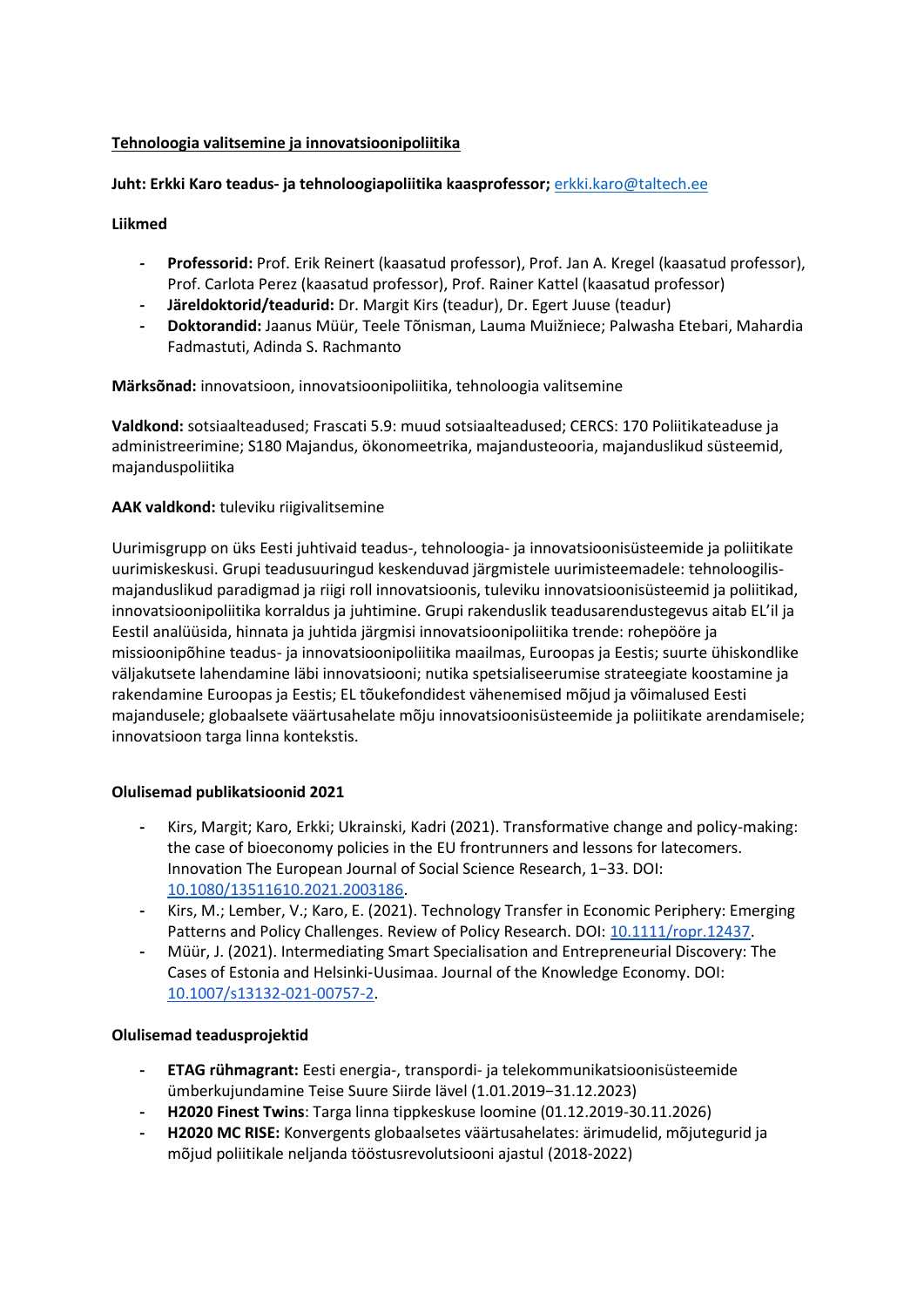**Tehnoloogia valitsemine ja innovatsioonipoliitika**

**Juht: Erkki Karo teadus- ja tehnoloogiapoliitika kaasprofessor;** erkki.karo@taltech.ee

**Liikmed**

- **Professorid:** Prof. Erik Reinert (kaasatud professor), Prof. Jan A. Kregel (kaasatud professor), Prof. Carlota Perez (kaasatud professor), Prof. Rainer Kattel (kaasatud professor)
- **Järeldoktorid/teadurid:** Dr. Margit Kirs (teadur), Dr. Egert Juuse (teadur)
- **Doktorandid:** Jaanus Müür, Teele Tõnisman, Lauma Muižniece; Palwasha Etebari, Mahardia Fadmastuti, Adinda S. Rachmanto

**Märksõnad:** innovatsioon, innovatsioonipoliitika, tehnoloogia valitsemine

**Valdkond:** sotsiaalteadused; Frascati 5.9: muud sotsiaalteadused; CERCS: 170 Poliitikateaduse ja administreerimine; S180 Majandus, ökonomeetrika, majandusteooria, majanduslikud süsteemid, majanduspoliitika

**AAK valdkond:** tuleviku riigivalitsemine

Uurimisgrupp on üks Eesti juhtivaid teadus-, tehnoloogia- ja innovatsioonisüsteemide ja poliitikate uurimiskeskusi. Grupi teadusuuringud keskenduvad järgmistele uurimisteemadele: tehnoloogilis-majanduslikud paradigmad ja riigi roll innovatsioonis, tuleviku innovatsioonisüsteemid ja poliitikad, innovatsioonipoliitika korraldus ja juhtimine. Grupi rakenduslik teadusarendustegevus aitab EL'il ja Eestil analüüsida, hinnata ja juhtida järgmisi innovatsioonipoliitika trende: rohepööre ja missioonipõhine teadus- ja innovatsioonipoliitika maailmas, Euroopas ja Eestis; suurte ühiskondlike väljakutsete lahendamine läbi innovatsiooni; nutika spetsialiseerumise strateegiate koostamine ja rakendamine Euroopas ja Eestis; EL tõukefondidest vähenemised mõjud ja võimalused Eesti majandusele; globaalsete väärtusahelate mõju innovatsioonisüsteemide ja poliitikate arendamisele; innovatsioon targa linna kontekstis.

**Olulisemad publikatsioonid 2021**

- Kirs, Margit; Karo, Erkki; Ukrainski, Kadri (2021). Transformative change and policy-making: the case of bioeconomy policies in the EU frontrunners and lessons for latecomers. Innovation The European Journal of Social Science Research, 1−33. DOI: 10.1080/13511610.2021.2003186.
- Kirs, M.; Lember, V.; Karo, E. (2021). Technology Transfer in Economic Periphery: Emerging Patterns and Policy Challenges. Review of Policy Research. DOI: 10.1111/ropr.12437.
- Müür, J. (2021). Intermediating Smart Specialisation and Entrepreneurial Discovery: The Cases of Estonia and Helsinki-Uusimaa. Journal of the Knowledge Economy. DOI: 10.1007/s13132-021-00757-2.

**Olulisemad teadusprojektid**

- **ETAG rühmagrant:** Eesti energia-, transpordi- ja telekommunikatsioonisüsteemide ümberkujundamine Teise Suure Siirde lävel (1.01.2019−31.12.2023)
- **H2020 Finest Twins**: Targa linna tippkeskuse loomine (01.12.2019-30.11.2026)
- **H2020 MC RISE:** Konvergents globaalsetes väärtusahelates: ärimudelid, mõjutegurid ja mõjud poliitikale neljanda tööstusrevolutsiooni ajastul (2018-2022)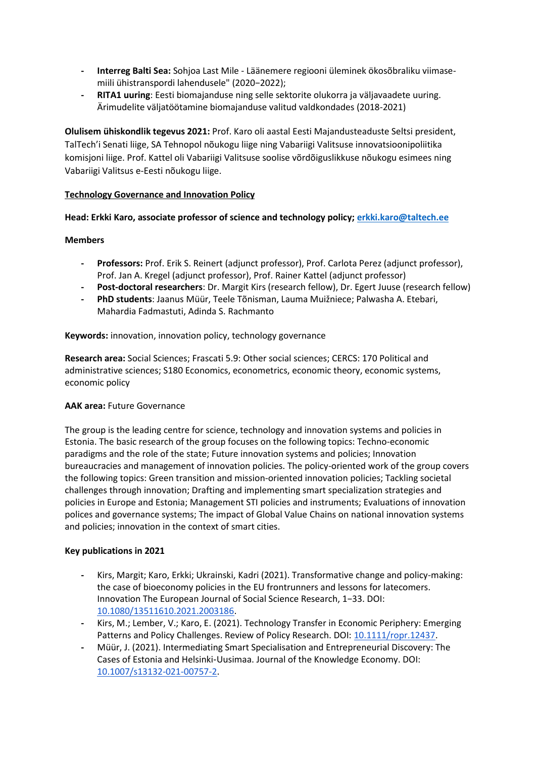- **Interreg Balti Sea:** Sohjoa Last Mile - Läänemere regiooni üleminek ökosõbraliku viimase-miili ühistranspordi lahendusele" (2020−2022);
- **RITA1 uuring**: Eesti biomajanduse ning selle sektorite olukorra ja väljavaadete uuring. Ärimudelite väljatöötamine biomajanduse valitud valdkondades (2018-2021)

**Olulisem ühiskondlik tegevus 2021:** Prof. Karo oli aastal Eesti Majandusteaduste Seltsi president, TalTech'i Senati liige, SA Tehnopol nõukogu liige ning Vabariigi Valitsuse innovatsioonipoliitika komisjoni liige. Prof. Kattel oli Vabariigi Valitsuse soolise võrdõiguslikkuse nõukogu esimees ning Vabariigi Valitsus e-Eesti nõukogu liige.

**Technology Governance and Innovation Policy**

**Head: Erkki Karo, associate professor of science and technology policy; [erkki.karo@taltech.ee](mailto:erkki.karo@taltech.ee)**

**Members**

- **Professors:** Prof. Erik S. Reinert (adjunct professor), Prof. Carlota Perez (adjunct professor), Prof. Jan A. Kregel (adjunct professor), Prof. Rainer Kattel (adjunct professor)
- **Post-doctoral researchers**: Dr. Margit Kirs (research fellow), Dr. Egert Juuse (research fellow)
- **PhD students**: Jaanus Müür, Teele Tõnisman, Lauma Muižniece; Palwasha A. Etebari, Mahardia Fadmastuti, Adinda S. Rachmanto

**Keywords:** innovation, innovation policy, technology governance

**Research area:** Social Sciences; Frascati 5.9: Other social sciences; CERCS: 170 Political and administrative sciences; S180 Economics, econometrics, economic theory, economic systems, economic policy

**AAK area:** Future Governance

The group is the leading centre for science, technology and innovation systems and policies in Estonia. The basic research of the group focuses on the following topics: Techno-economic paradigms and the role of the state; Future innovation systems and policies; Innovation bureaucracies and management of innovation policies. The policy-oriented work of the group covers the following topics: Green transition and mission-oriented innovation policies; Tackling societal challenges through innovation; Drafting and implementing smart specialization strategies and policies in Europe and Estonia; Management STI policies and instruments; Evaluations of innovation polices and governance systems; The impact of Global Value Chains on national innovation systems and policies; innovation in the context of smart cities.

**Key publications in 2021**

- Kirs, Margit; Karo, Erkki; Ukrainski, Kadri (2021). Transformative change and policy-making: the case of bioeconomy policies in the EU frontrunners and lessons for latecomers. Innovation The European Journal of Social Science Research, 1−33. DOI: 10.1080/13511610.2021.2003186.
- Kirs, M.; Lember, V.; Karo, E. (2021). Technology Transfer in Economic Periphery: Emerging Patterns and Policy Challenges. Review of Policy Research. DOI: 10.1111/ropr.12437.
- Müür, J. (2021). Intermediating Smart Specialisation and Entrepreneurial Discovery: The Cases of Estonia and Helsinki-Uusimaa. Journal of the Knowledge Economy. DOI: 10.1007/s13132-021-00757-2.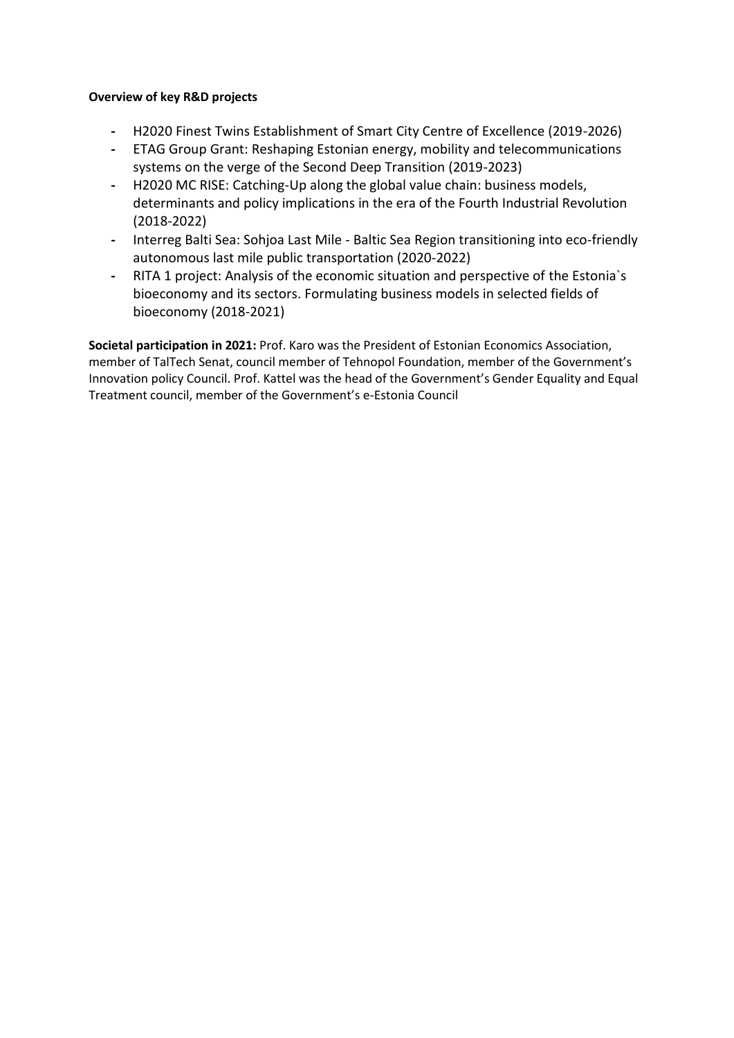**Overview of key R&D projects**

- H2020 Finest Twins Establishment of Smart City Centre of Excellence (2019-2026)
- ETAG Group Grant: Reshaping Estonian energy, mobility and telecommunications systems on the verge of the Second Deep Transition (2019-2023)
- H2020 MC RISE: Catching-Up along the global value chain: business models, determinants and policy implications in the era of the Fourth Industrial Revolution (2018-2022)
- Interreg Balti Sea: Sohjoa Last Mile - Baltic Sea Region transitioning into eco-friendly autonomous last mile public transportation (2020-2022)
- RITA 1 project: Analysis of the economic situation and perspective of the Estonia`s bioeconomy and its sectors. Formulating business models in selected fields of bioeconomy (2018-2021)

**Societal participation in 2021:** Prof. Karo was the President of Estonian Economics Association, member of TalTech Senat, council member of Tehnopol Foundation, member of the Government's Innovation policy Council. Prof. Kattel was the head of the Government's Gender Equality and Equal Treatment council, member of the Government's e-Estonia Council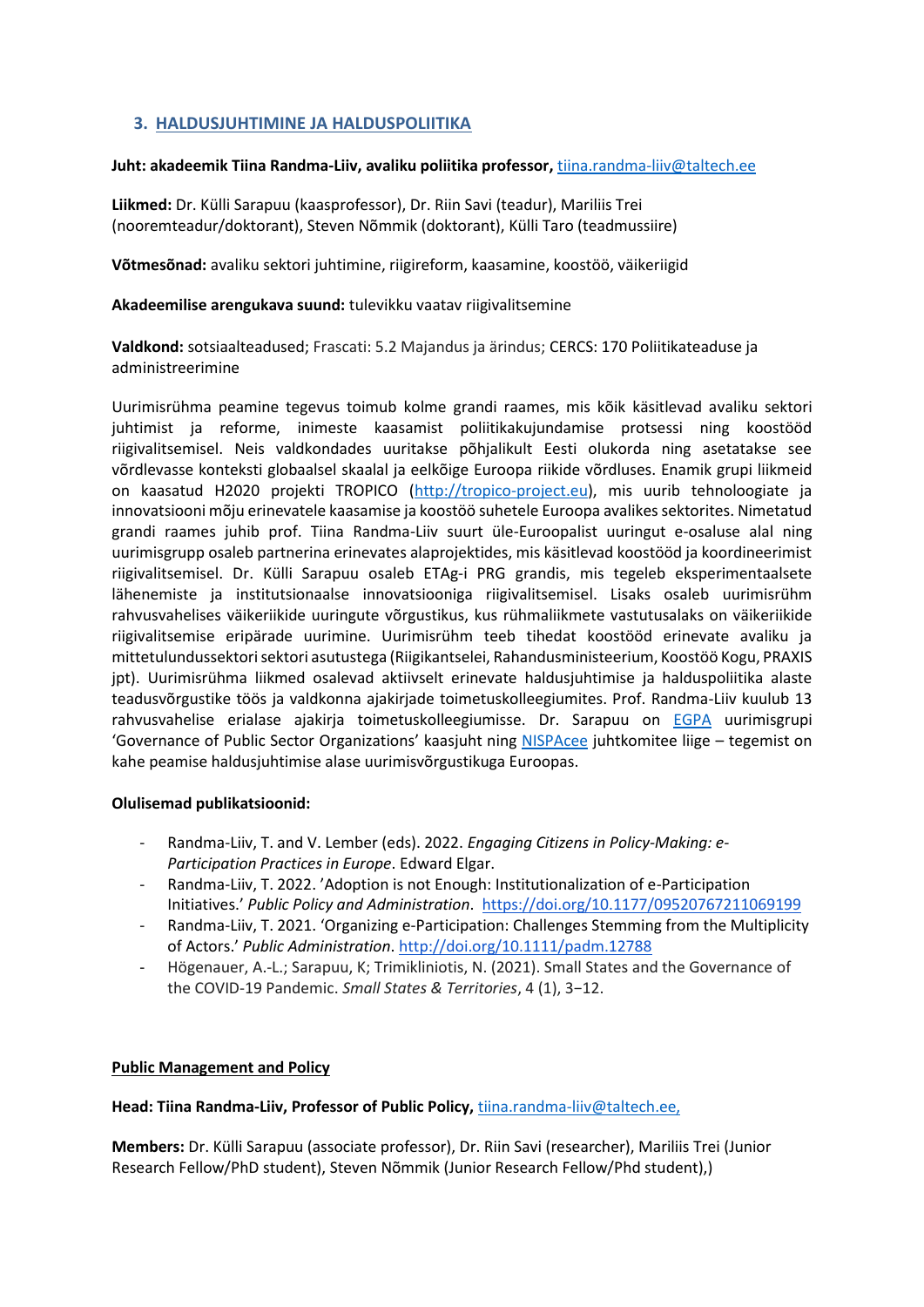## 3. HALDUSJUHTIMINE JA HALDUSPOLIITIKA

**Juht: akadeemik Tiina Randma-Liiv, avaliku poliitika professor,** tiina.randma-liiv@taltech.ee

**Liikmed:** Dr. Külli Sarapuu (kaasprofessor), Dr. Riin Savi (teadur), Mariliis Trei (nooremteadur/doktorant), Steven Nõmmik (doktorant), Külli Taro (teadmussiire)

**Võtmesõnad:** avaliku sektori juhtimine, riigireform, kaasamine, koostöö, väikeriigid

**Akadeemilise arengukava suund:** tulevikku vaatav riigivalitsemine

**Valdkond:** sotsiaalteadused; Frascati: 5.2 Majandus ja ärindus; CERCS: 170 Poliitikateaduse ja administreerimine

Uurimisrühma peamine tegevus toimub kolme grandi raames, mis kõik käsitlevad avaliku sektori juhtimist ja reforme, inimeste kaasamist poliitikakujundamise protsessi ning koostööd riigivalitsemisel. Neis valdkondades uuritakse põhjalikult Eesti olukorda ning asetatakse see võrdlevasse konteksti globaalsel skaalal ja eelkõige Euroopa riikide võrdluses. Enamik grupi liikmeid on kaasatud H2020 projekti TROPICO (http://tropico-project.eu), mis uurib tehnoloogiate ja innovatsiooni mõju erinevatele kaasamise ja koostöö suhetele Euroopa avalikes sektorites. Nimetatud grandi raames juhib prof. Tiina Randma-Liiv suurt üle-Euroopalist uuringut e-osaluse alal ning uurimisgrupp osaleb partnerina erinevates alaprojektides, mis käsitlevad koostööd ja koordineerimist riigivalitsemisel. Dr. Külli Sarapuu osaleb ETAg-i PRG grandis, mis tegeleb eksperimentaalsete lähenemiste ja institutsionaalse innovatsiooniga riigivalitsemisel. Lisaks osaleb uurimisrühm rahvusvahelises väikeriikide uuringute võrgustikus, kus rühmaliikmete vastutusalaks on väikeriikide riigivalitsemise eripärade uurimine. Uurimisrühm teeb tihedat koostööd erinevate avaliku ja mittetulundussektori sektori asutustega (Riigikantselei, Rahandusministeerium, Koostöö Kogu, PRAXIS jpt). Uurimisrühma liikmed osalevad aktiivselt erinevate haldusjuhtimise ja halduspoliitika alaste teadusvõrgustike töös ja valdkonna ajakirjade toimetuskolleegiumites. Prof. Randma-Liiv kuulub 13 rahvusvahelise erialase ajakirja toimetuskolleegiumisse. Dr. Sarapuu on EGPA uurimisgrupi 'Governance of Public Sector Organizations' kaasjuht ning NISPAcee juhtkomitee liige – tegemist on kahe peamise haldusjuhtimise alase uurimisvõrgustikuga Euroopas.

**Olulisemad publikatsioonid:**

- Randma-Liiv, T. and V. Lember (eds). 2022. *Engaging Citizens in Policy-Making: e-Participation Practices in Europe*. Edward Elgar.
- Randma-Liiv, T. 2022. 'Adoption is not Enough: Institutionalization of e-Participation Initiatives.' *Public Policy and Administration*. https://doi.org/10.1177/09520767211069199
- Randma-Liiv, T. 2021. 'Organizing e-Participation: Challenges Stemming from the Multiplicity of Actors.' *Public Administration*. http://doi.org/10.1111/padm.12788
- Högenauer, A.-L.; Sarapuu, K; Trimikliniotis, N. (2021). Small States and the Governance of the COVID-19 Pandemic. *Small States & Territories*, 4 (1), 3−12.

## Public Management and Policy

**Head: Tiina Randma-Liiv, Professor of Public Policy,** tiina.randma-liiv@taltech.ee,

**Members:** Dr. Külli Sarapuu (associate professor), Dr. Riin Savi (researcher), Mariliis Trei (Junior Research Fellow/PhD student), Steven Nõmmik (Junior Research Fellow/Phd student),)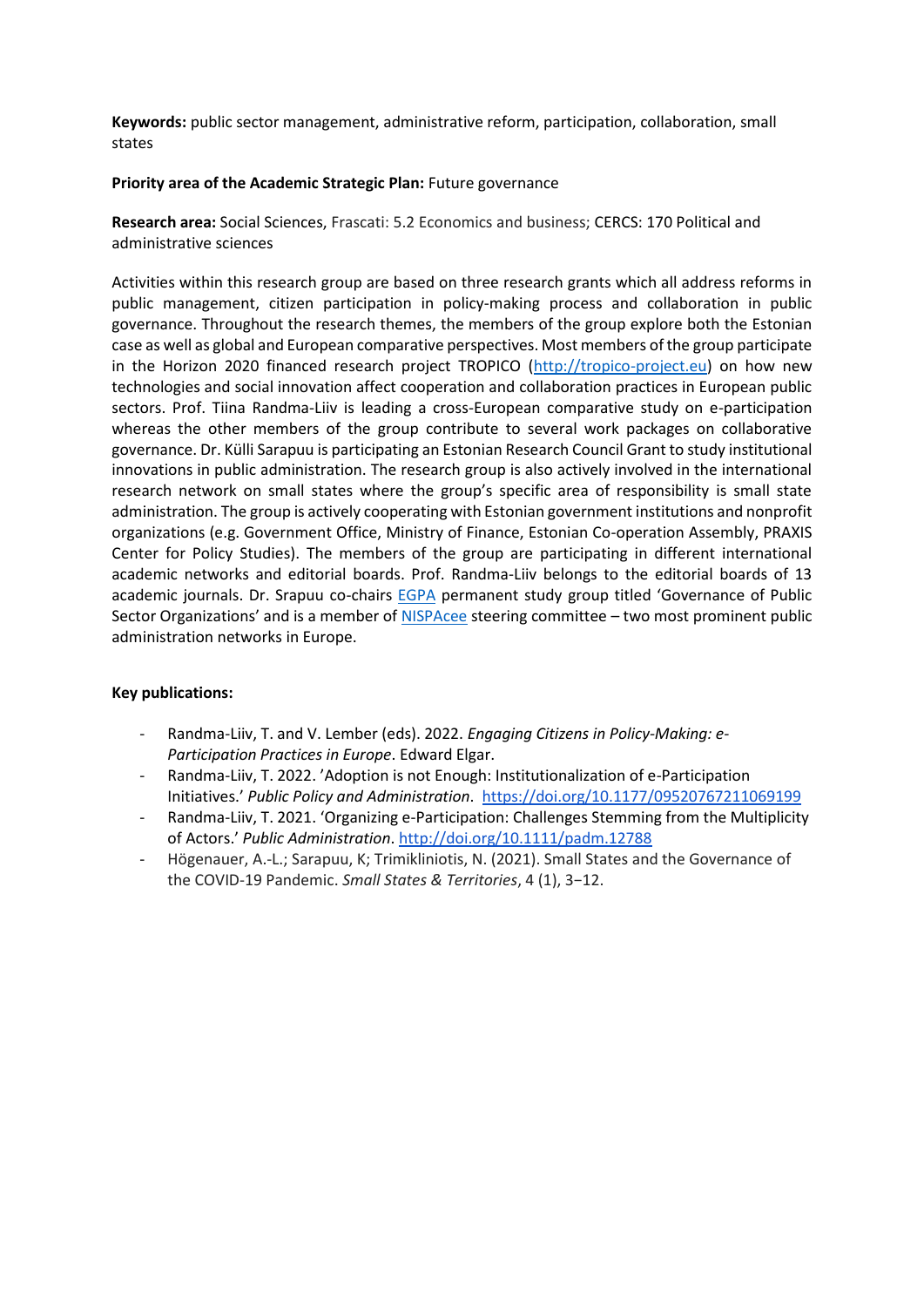**Keywords:** public sector management, administrative reform, participation, collaboration, small states

**Priority area of the Academic Strategic Plan:** Future governance

**Research area:** Social Sciences, Frascati: 5.2 Economics and business; CERCS: 170 Political and administrative sciences

Activities within this research group are based on three research grants which all address reforms in public management, citizen participation in policy-making process and collaboration in public governance. Throughout the research themes, the members of the group explore both the Estonian case as well as global and European comparative perspectives. Most members of the group participate in the Horizon 2020 financed research project TROPICO (http://tropico-project.eu) on how new technologies and social innovation affect cooperation and collaboration practices in European public sectors. Prof. Tiina Randma-Liiv is leading a cross-European comparative study on e-participation whereas the other members of the group contribute to several work packages on collaborative governance. Dr. Külli Sarapuu is participating an Estonian Research Council Grant to study institutional innovations in public administration. The research group is also actively involved in the international research network on small states where the group's specific area of responsibility is small state administration. The group is actively cooperating with Estonian government institutions and nonprofit organizations (e.g. Government Office, Ministry of Finance, Estonian Co-operation Assembly, PRAXIS Center for Policy Studies). The members of the group are participating in different international academic networks and editorial boards. Prof. Randma-Liiv belongs to the editorial boards of 13 academic journals. Dr. Srapuu co-chairs EGPA permanent study group titled 'Governance of Public Sector Organizations' and is a member of NISPAcee steering committee – two most prominent public administration networks in Europe.

**Key publications:**

- Randma-Liiv, T. and V. Lember (eds). 2022. *Engaging Citizens in Policy-Making: e-Participation Practices in Europe*. Edward Elgar.
- Randma-Liiv, T. 2022. 'Adoption is not Enough: Institutionalization of e-Participation Initiatives.' *Public Policy and Administration*. https://doi.org/10.1177/09520767211069199
- Randma-Liiv, T. 2021. 'Organizing e-Participation: Challenges Stemming from the Multiplicity of Actors.' *Public Administration*. http://doi.org/10.1111/padm.12788
- Högenauer, A.-L.; Sarapuu, K; Trimikliniotis, N. (2021). Small States and the Governance of the COVID-19 Pandemic. *Small States & Territories*, 4 (1), 3−12.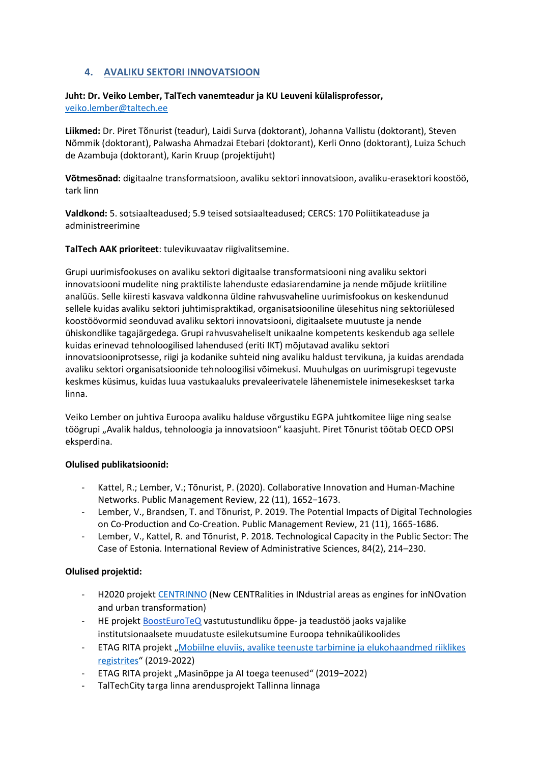## 4. AVALIKU SEKTORI INNOVATSIOON

**Juht: Dr. Veiko Lember, TalTech vanemteadur ja KU Leuveni külalisprofessor,**
veiko.lember@taltech.ee

**Liikmed:** Dr. Piret Tõnurist (teadur), Laidi Surva (doktorant), Johanna Vallistu (doktorant), Steven Nõmmik (doktorant), Palwasha Ahmadzai Etebari (doktorant), Kerli Onno (doktorant), Luiza Schuch de Azambuja (doktorant), Karin Kruup (projektijuht)

**Võtmesõnad:** digitaalne transformatsioon, avaliku sektori innovatsioon, avaliku-erasektori koostöö, tark linn

**Valdkond:** 5. sotsiaalteadused; 5.9 teised sotsiaalteadused; CERCS: 170 Poliitikateaduse ja administreerimine

**TalTech AAK prioriteet**: tulevikuvaatav riigivalitsemine.

Grupi uurimisfookuses on avaliku sektori digitaalse transformatsiooni ning avaliku sektori innovatsiooni mudelite ning praktiliste lahenduste edasiarendamine ja nende mõjude kriitiline analüüs. Selle kiiresti kasvava valdkonna üldine rahvusvaheline uurimisfookus on keskendunud sellele kuidas avaliku sektori juhtimispraktikad, organisatsiooniline ülesehitus ning sektoriülesed koostöövormid seonduvad avaliku sektori innovatsiooni, digitaalsete muutuste ja nende ühiskondlike tagajärgedega. Grupi rahvusvaheliselt unikaalne kompetents keskendub aga sellele kuidas erinevad tehnoloogilised lahendused (eriti IKT) mõjutavad avaliku sektori innovatsiooniprotsesse, riigi ja kodanike suhteid ning avaliku haldust tervikuna, ja kuidas arendada avaliku sektori organisatsioonide tehnoloogilisi võimekusi. Muuhulgas on uurimisgrupi tegevuste keskmes küsimus, kuidas luua vastukaaluks prevaleerivatele lähenemistele inimesekeskset tarka linna.

Veiko Lember on juhtiva Euroopa avaliku halduse võrgustiku EGPA juhtkomitee liige ning sealse töögrupi „Avalik haldus, tehnoloogia ja innovatsioon" kaasjuht. Piret Tõnurist töötab OECD OPSI eksperdina.

**Olulised publikatsioonid:**

- Kattel, R.; Lember, V.; Tõnurist, P. (2020). Collaborative Innovation and Human-Machine Networks. Public Management Review, 22 (11), 1652−1673.
- Lember, V., Brandsen, T. and Tõnurist, P. 2019. The Potential Impacts of Digital Technologies on Co-Production and Co-Creation. Public Management Review, 21 (11), 1665-1686.
- Lember, V., Kattel, R. and Tõnurist, P. 2018. Technological Capacity in the Public Sector: The Case of Estonia. International Review of Administrative Sciences, 84(2), 214–230.

**Olulised projektid:**

- H2020 projekt CENTRINNO (New CENTRalities in INdustrial areas as engines for inNOvation and urban transformation)
- HE projekt BoostEuroTeQ vastutustundliku õppe- ja teadustöö jaoks vajalike institutsionaalsete muudatuste esilekutsumine Euroopa tehnikaülikoolides
- ETAG RITA projekt „Mobiilne eluviis, avalike teenuste tarbimine ja elukohaandmed riiklikes registrites" (2019-2022)
- ETAG RITA projekt „Masinõppe ja AI toega teenused" (2019−2022)
- TalTechCity targa linna arendusprojekt Tallinna linnaga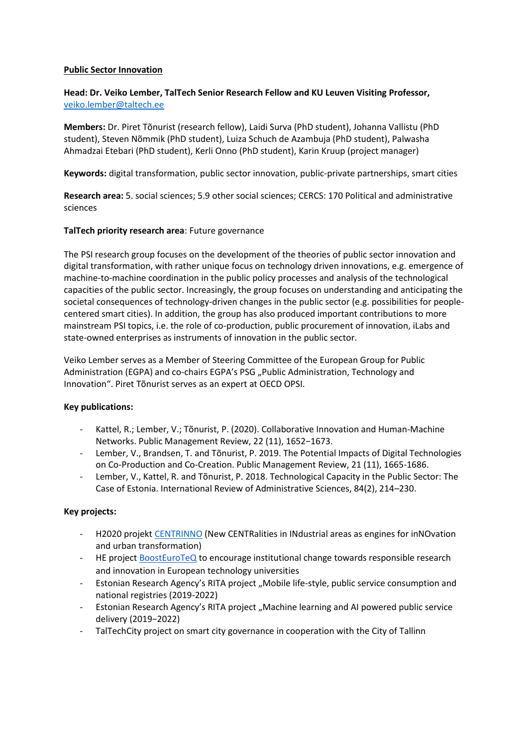**Public Sector Innovation**

**Head: Dr. Veiko Lember, TalTech Senior Research Fellow and KU Leuven Visiting Professor,** veiko.lember@taltech.ee

**Members:** Dr. Piret Tõnurist (research fellow), Laidi Surva (PhD student), Johanna Vallistu (PhD student), Steven Nõmmik (PhD student), Luiza Schuch de Azambuja (PhD student), Palwasha Ahmadzai Etebari (PhD student), Kerli Onno (PhD student), Karin Kruup (project manager)

**Keywords:** digital transformation, public sector innovation, public-private partnerships, smart cities

**Research area:** 5. social sciences; 5.9 other social sciences; CERCS: 170 Political and administrative sciences

**TalTech priority research area**: Future governance

The PSI research group focuses on the development of the theories of public sector innovation and digital transformation, with rather unique focus on technology driven innovations, e.g. emergence of machine-to-machine coordination in the public policy processes and analysis of the technological capacities of the public sector. Increasingly, the group focuses on understanding and anticipating the societal consequences of technology-driven changes in the public sector (e.g. possibilities for people-centered smart cities). In addition, the group has also produced important contributions to more mainstream PSI topics, i.e. the role of co-production, public procurement of innovation, iLabs and state-owned enterprises as instruments of innovation in the public sector.

Veiko Lember serves as a Member of Steering Committee of the European Group for Public Administration (EGPA) and co-chairs EGPA's PSG „Public Administration, Technology and Innovation". Piret Tõnurist serves as an expert at OECD OPSI.

**Key publications:**

- Kattel, R.; Lember, V.; Tõnurist, P. (2020). Collaborative Innovation and Human-Machine Networks. Public Management Review, 22 (11), 1652−1673.
- Lember, V., Brandsen, T. and Tõnurist, P. 2019. The Potential Impacts of Digital Technologies on Co-Production and Co-Creation. Public Management Review, 21 (11), 1665-1686.
- Lember, V., Kattel, R. and Tõnurist, P. 2018. Technological Capacity in the Public Sector: The Case of Estonia. International Review of Administrative Sciences, 84(2), 214–230.

**Key projects:**

- H2020 projekt CENTRINNO (New CENTRalities in INdustrial areas as engines for inNOvation and urban transformation)
- HE project BoostEuroTeQ to encourage institutional change towards responsible research and innovation in European technology universities
- Estonian Research Agency's RITA project „Mobile life-style, public service consumption and national registries (2019-2022)
- Estonian Research Agency's RITA project „Machine learning and AI powered public service delivery (2019−2022)
- TalTechCity project on smart city governance in cooperation with the City of Tallinn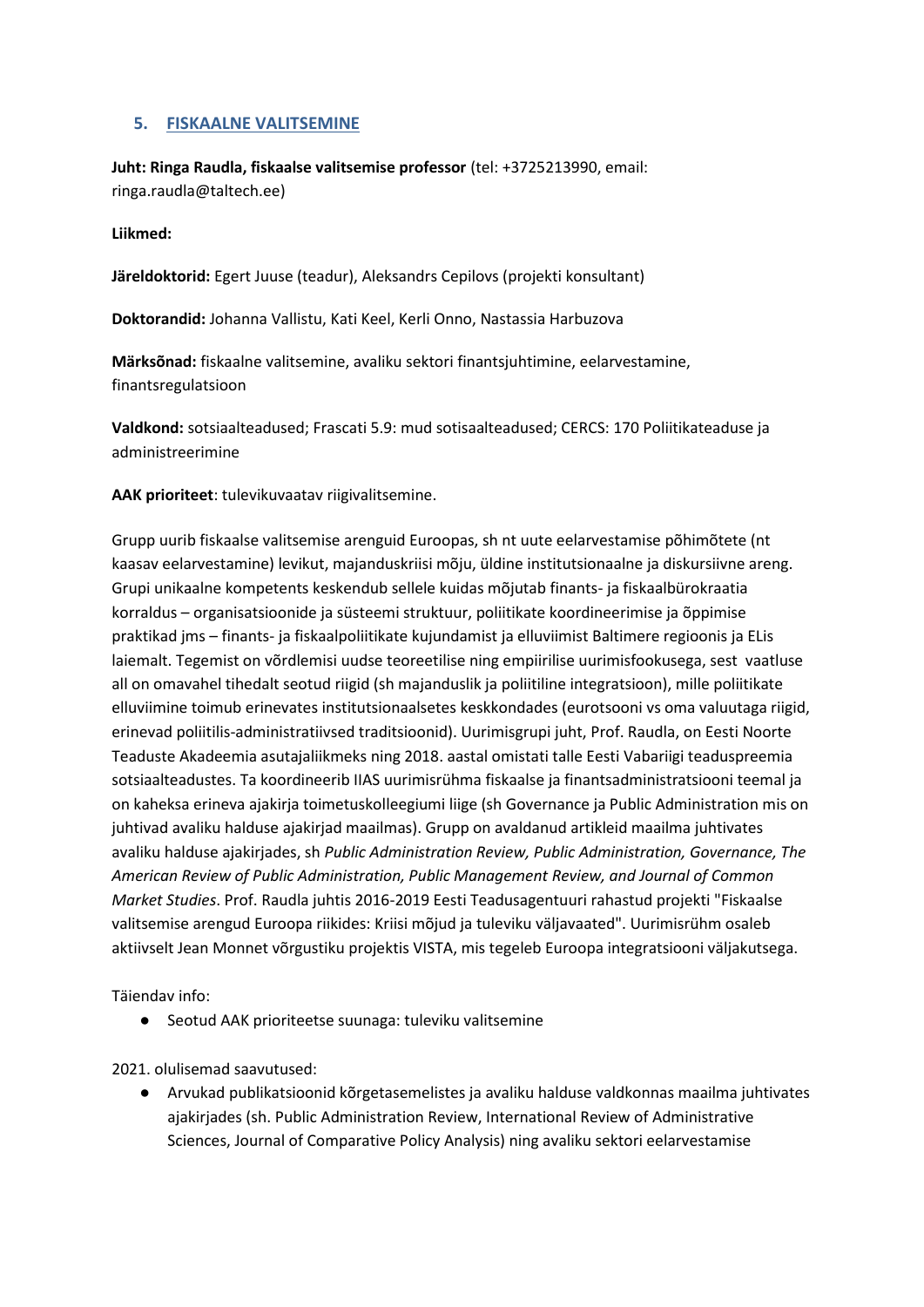## 5. FISKAALNE VALITSEMINE

**Juht: Ringa Raudla, fiskaalse valitsemise professor** (tel: +3725213990, email: ringa.raudla@taltech.ee)

**Liikmed:**

**Järeldoktorid:** Egert Juuse (teadur), Aleksandrs Cepilovs (projekti konsultant)

**Doktorandid:** Johanna Vallistu, Kati Keel, Kerli Onno, Nastassia Harbuzova

**Märksõnad:** fiskaalne valitsemine, avaliku sektori finantsjuhtimine, eelarvestamine, finantsregulatsioon

**Valdkond:** sotsiaalteadused; Frascati 5.9: mud sotisaalteadused; CERCS: 170 Poliitikateaduse ja administreerimine

**AAK prioriteet**: tulevikuvaatav riigivalitsemine.

Grupp uurib fiskaalse valitsemise arenguid Euroopas, sh nt uute eelarvestamise põhimõtete (nt kaasav eelarvestamine) levikut, majanduskriisi mõju, üldine institutsionaalne ja diskursiivne areng. Grupi unikaalne kompetents keskendub sellele kuidas mõjutab finants- ja fiskaalbürokraatia korraldus – organisatsioonide ja süsteemi struktuur, poliitikate koordineerimise ja õppimise praktikad jms – finants- ja fiskaalpoliitikate kujundamist ja elluviimist Baltimere regioonis ja ELis laiemalt. Tegemist on võrdlemisi uudse teoreetilise ning empiirilise uurimisfookusega, sest vaatluse all on omavahel tihedalt seotud riigid (sh majanduslik ja poliitiline integratsioon), mille poliitikate elluviimine toimub erinevates institutsionaalsetes keskkondades (eurotsooni vs oma valuutaga riigid, erinevad poliitilis-administratiivsed traditsioonid). Uurimisgrupi juht, Prof. Raudla, on Eesti Noorte Teaduste Akadeemia asutajaliikmeks ning 2018. aastal omistati talle Eesti Vabariigi teaduspreemia sotsiaalteadustes. Ta koordineerib IIAS uurimisrühma fiskaalse ja finantsadministratsiooni teemal ja on kaheksa erineva ajakirja toimetuskolleegiumi liige (sh Governance ja Public Administration mis on juhtivad avaliku halduse ajakirjad maailmas). Grupp on avaldanud artikleid maailma juhtivates avaliku halduse ajakirjades, sh *Public Administration Review, Public Administration, Governance, The American Review of Public Administration, Public Management Review, and Journal of Common Market Studies*. Prof. Raudla juhtis 2016-2019 Eesti Teadusagentuuri rahastud projekti "Fiskaalse valitsemise arengud Euroopa riikides: Kriisi mõjud ja tuleviku väljavaated". Uurimisrühm osaleb aktiivselt Jean Monnet võrgustiku projektis VISTA, mis tegeleb Euroopa integratsiooni väljakutsega.

Täiendav info:

- Seotud AAK prioriteetse suunaga: tuleviku valitsemine

2021. olulisemad saavutused:

- Arvukad publikatsioonid kõrgetasemelistes ja avaliku halduse valdkonnas maailma juhtivates ajakirjades (sh. Public Administration Review, International Review of Administrative Sciences, Journal of Comparative Policy Analysis) ning avaliku sektori eelarvestamise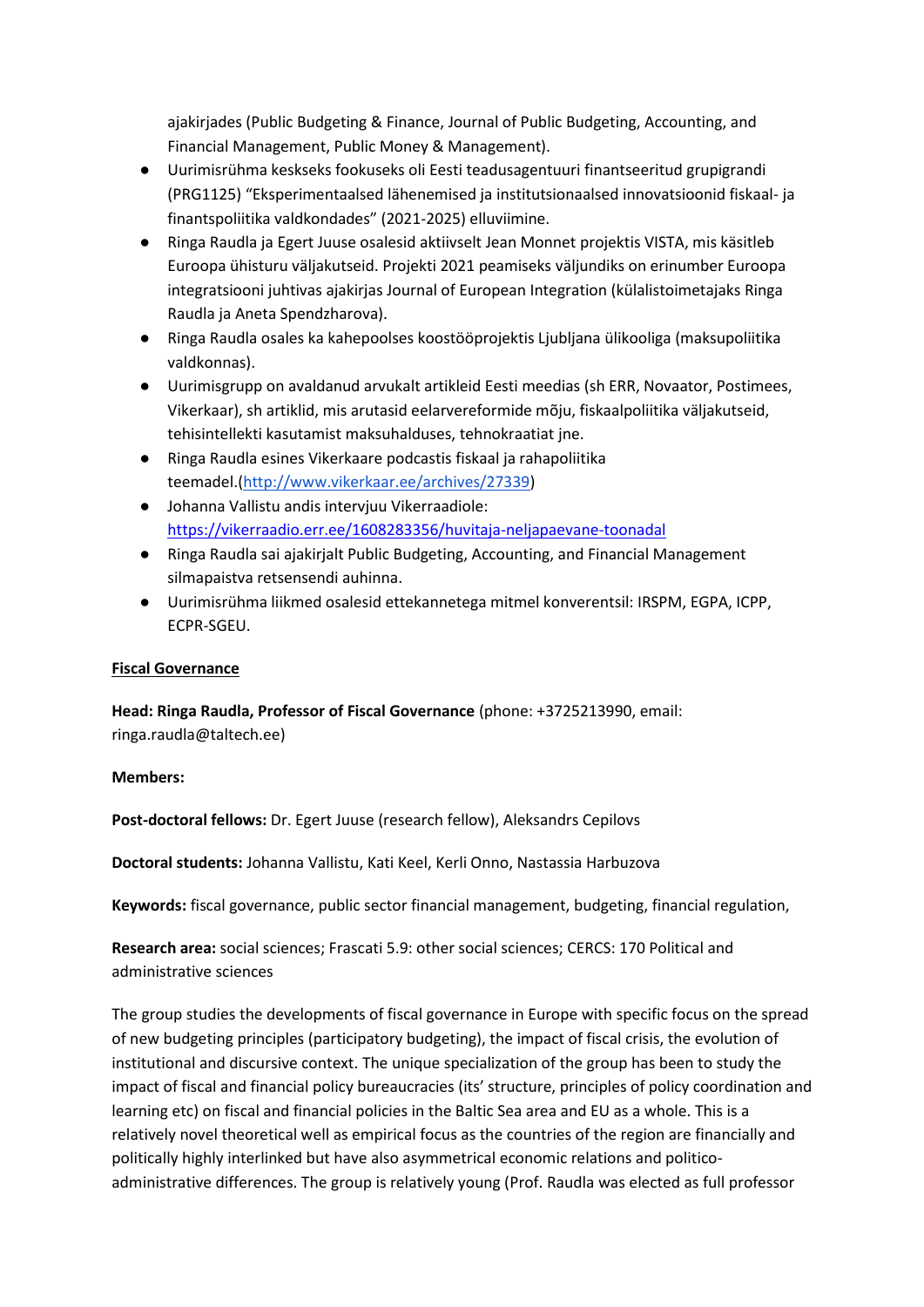ajakirjades (Public Budgeting & Finance, Journal of Public Budgeting, Accounting, and Financial Management, Public Money & Management).

- Uurimisrühma keskseks fookuseks oli Eesti teadusagentuuri finantseeritud grupigrandi (PRG1125) "Eksperimentaalsed lähenemised ja institutsionaalsed innovatsioonid fiskaal- ja finantspoliitika valdkondades" (2021-2025) elluviimine.
- Ringa Raudla ja Egert Juuse osalesid aktiivselt Jean Monnet projektis VISTA, mis käsitleb Euroopa ühisturu väljakutseid. Projekti 2021 peamiseks väljundiks on erinumber Euroopa integratsiooni juhtivas ajakirjas Journal of European Integration (külalistoimetajaks Ringa Raudla ja Aneta Spendzharova).
- Ringa Raudla osales ka kahepoolses koostööprojektis Ljubljana ülikooliga (maksupoliitika valdkonnas).
- Uurimisgrupp on avaldanud arvukalt artikleid Eesti meedias (sh ERR, Novaator, Postimees, Vikerkaar), sh artiklid, mis arutasid eelarvereformide mõju, fiskaalpoliitika väljakutseid, tehisintellekti kasutamist maksuhalduses, tehnokraatiat jne.
- Ringa Raudla esines Vikerkaare podcastis fiskaal ja rahapoliitika teemadel.(http://www.vikerkaar.ee/archives/27339)
- Johanna Vallistu andis intervjuu Vikerraadiole: https://vikerraadio.err.ee/1608283356/huvitaja-neljapaevane-toonadal
- Ringa Raudla sai ajakirjalt Public Budgeting, Accounting, and Financial Management silmapaistva retsensendi auhinna.
- Uurimisrühma liikmed osalesid ettekannetega mitmel konverentsil: IRSPM, EGPA, ICPP, ECPR-SGEU.

## Fiscal Governance

**Head: Ringa Raudla, Professor of Fiscal Governance** (phone: +3725213990, email: ringa.raudla@taltech.ee)

**Members:**

**Post-doctoral fellows:** Dr. Egert Juuse (research fellow), Aleksandrs Cepilovs

**Doctoral students:** Johanna Vallistu, Kati Keel, Kerli Onno, Nastassia Harbuzova

**Keywords:** fiscal governance, public sector financial management, budgeting, financial regulation,

**Research area:** social sciences; Frascati 5.9: other social sciences; CERCS: 170 Political and administrative sciences

The group studies the developments of fiscal governance in Europe with specific focus on the spread of new budgeting principles (participatory budgeting), the impact of fiscal crisis, the evolution of institutional and discursive context. The unique specialization of the group has been to study the impact of fiscal and financial policy bureaucracies (its' structure, principles of policy coordination and learning etc) on fiscal and financial policies in the Baltic Sea area and EU as a whole. This is a relatively novel theoretical well as empirical focus as the countries of the region are financially and politically highly interlinked but have also asymmetrical economic relations and politico-administrative differences. The group is relatively young (Prof. Raudla was elected as full professor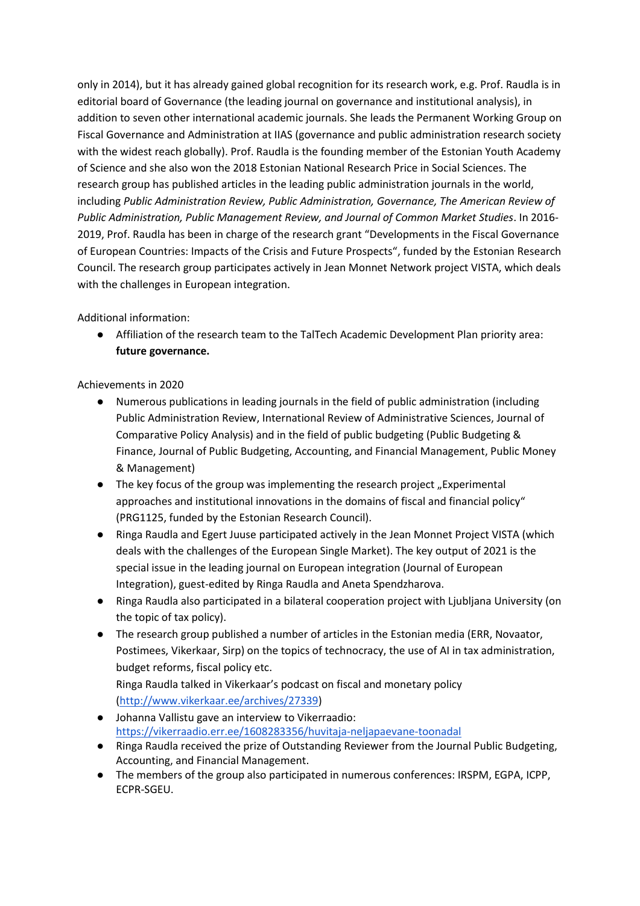only in 2014), but it has already gained global recognition for its research work, e.g. Prof. Raudla is in editorial board of Governance (the leading journal on governance and institutional analysis), in addition to seven other international academic journals. She leads the Permanent Working Group on Fiscal Governance and Administration at IIAS (governance and public administration research society with the widest reach globally). Prof. Raudla is the founding member of the Estonian Youth Academy of Science and she also won the 2018 Estonian National Research Price in Social Sciences. The research group has published articles in the leading public administration journals in the world, including *Public Administration Review, Public Administration, Governance, The American Review of Public Administration, Public Management Review, and Journal of Common Market Studies*. In 2016-2019, Prof. Raudla has been in charge of the research grant "Developments in the Fiscal Governance of European Countries: Impacts of the Crisis and Future Prospects", funded by the Estonian Research Council. The research group participates actively in Jean Monnet Network project VISTA, which deals with the challenges in European integration.

Additional information:

- Affiliation of the research team to the TalTech Academic Development Plan priority area: **future governance.**

Achievements in 2020

- Numerous publications in leading journals in the field of public administration (including Public Administration Review, International Review of Administrative Sciences, Journal of Comparative Policy Analysis) and in the field of public budgeting (Public Budgeting & Finance, Journal of Public Budgeting, Accounting, and Financial Management, Public Money & Management)
- The key focus of the group was implementing the research project „Experimental approaches and institutional innovations in the domains of fiscal and financial policy" (PRG1125, funded by the Estonian Research Council).
- Ringa Raudla and Egert Juuse participated actively in the Jean Monnet Project VISTA (which deals with the challenges of the European Single Market). The key output of 2021 is the special issue in the leading journal on European integration (Journal of European Integration), guest-edited by Ringa Raudla and Aneta Spendzharova.
- Ringa Raudla also participated in a bilateral cooperation project with Ljubljana University (on the topic of tax policy).
- The research group published a number of articles in the Estonian media (ERR, Novaator, Postimees, Vikerkaar, Sirp) on the topics of technocracy, the use of AI in tax administration, budget reforms, fiscal policy etc.
  Ringa Raudla talked in Vikerkaar's podcast on fiscal and monetary policy (http://www.vikerkaar.ee/archives/27339)
- Johanna Vallistu gave an interview to Vikerraadio: https://vikerraadio.err.ee/1608283356/huvitaja-neljapaevane-toonadal
- Ringa Raudla received the prize of Outstanding Reviewer from the Journal Public Budgeting, Accounting, and Financial Management.
- The members of the group also participated in numerous conferences: IRSPM, EGPA, ICPP, ECPR-SGEU.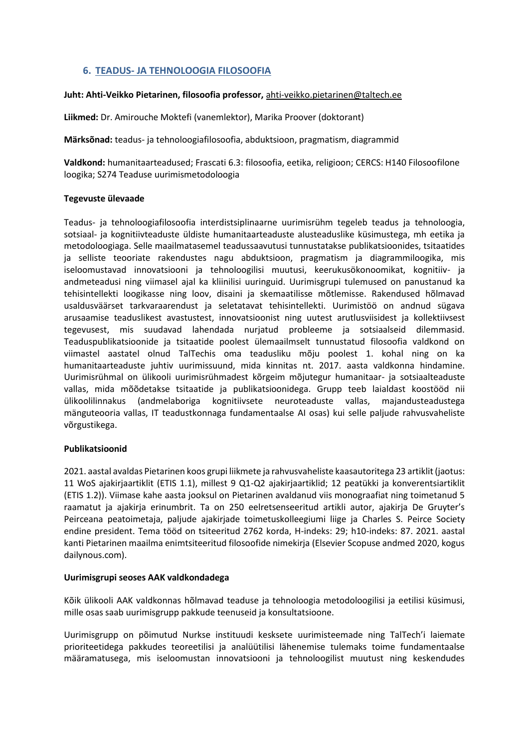## 6. TEADUS- JA TEHNOLOOGIA FILOSOOFIA

**Juht: Ahti-Veikko Pietarinen, filosoofia professor,** ahti-veikko.pietarinen@taltech.ee

**Liikmed:** Dr. Amirouche Moktefi (vanemlektor), Marika Proover (doktorant)

**Märksõnad:** teadus- ja tehnoloogiafilosoofia, abduktsioon, pragmatism, diagrammid

**Valdkond:** humanitaarteadused; Frascati 6.3: filosoofia, eetika, religioon; CERCS: H140 Filosoofilone loogika; S274 Teaduse uurimismetodoloogia

**Tegevuste ülevaade**

Teadus- ja tehnoloogiafilosoofia interdistsiplinaarne uurimisrühm tegeleb teadus ja tehnoloogia, sotsiaal- ja kognitiivteaduste üldiste humanitaarteaduste alusteaduslike küsimustega, mh eetika ja metodoloogiaga. Selle maailmatasemel teadussaavutusi tunnustatakse publikatsioonides, tsitaatides ja selliste teooriate rakendustes nagu abduktsioon, pragmatism ja diagrammiloogika, mis iseloomustavad innovatsiooni ja tehnoloogilisi muutusi, keerukusökonoomikat, kognitiiv- ja andmeteadusi ning viimasel ajal ka kliinilisi uuringuid. Uurimisgrupi tulemused on panustanud ka tehisintellekti loogikasse ning loov, disaini ja skemaatilisse mõtlemisse. Rakendused hõlmavad usaldusväärset tarkvaraarendust ja seletatavat tehisintellekti. Uurimistöö on andnud sügava arusaamise teaduslikest avastustest, innovatsioonist ning uutest arutlusviisidest ja kollektiivsest tegevusest, mis suudavad lahendada nurjatud probleeme ja sotsiaalseid dilemmasid. Teaduspublikatsioonide ja tsitaatide poolest ülemaailmselt tunnustatud filosoofia valdkond on viimastel aastatel olnud TalTechis oma teadusliku mõju poolest 1. kohal ning on ka humanitaarteaduste juhtiv uurimissuund, mida kinnitas nt. 2017. aasta valdkonna hindamine. Uurimisrühmal on ülikooli uurimisrühmadest kõrgeim mõjutegur humanitaar- ja sotsiaalteaduste vallas, mida mõõdetakse tsitaatide ja publikatsioonidega. Grupp teeb laialdast koostööd nii ülikoolilinnakus (andmelaboriga kognitiivsete neuroteaduste vallas, majandusteadustega mänguteooria vallas, IT teadustkonnaga fundamentaalse AI osas) kui selle paljude rahvusvaheliste võrgustikega.

**Publikatsioonid**

2021. aastal avaldas Pietarinen koos grupi liikmete ja rahvusvaheliste kaasautoritega 23 artiklit (jaotus: 11 WoS ajakirjaartiklit (ETIS 1.1), millest 9 Q1-Q2 ajakirjaartiklid; 12 peatükki ja konverentsiartiklit (ETIS 1.2)). Viimase kahe aasta jooksul on Pietarinen avaldanud viis monograafiat ning toimetanud 5 raamatut ja ajakirja erinumbrit. Ta on 250 eelretsenseeritud artikli autor, ajakirja De Gruyter's Peirceana peatoimetaja, paljude ajakirjade toimetuskolleegiumi liige ja Charles S. Peirce Society endine president. Tema tööd on tsiteeritud 2762 korda, H-indeks: 29; h10-indeks: 87. 2021. aastal kanti Pietarinen maailma enimtsiteeritud filosoofide nimekirja (Elsevier Scopuse andmed 2020, kogus dailynous.com).

**Uurimisgrupi seoses AAK valdkondadega**

Kõik ülikooli AAK valdkonnas hõlmavad teaduse ja tehnoloogia metodoloogilisi ja eetilisi küsimusi, mille osas saab uurimisgrupp pakkude teenuseid ja konsultatsioone.

Uurimisgrupp on põimutud Nurkse instituudi kesksete uurimisteemade ning TalTech'i laiemate prioriteetidega pakkudes teoreetilisi ja analüütilisi lähenemise tulemaks toime fundamentaalse määramatusega, mis iseloomustan innovatsiooni ja tehnoloogilist muutust ning keskendudes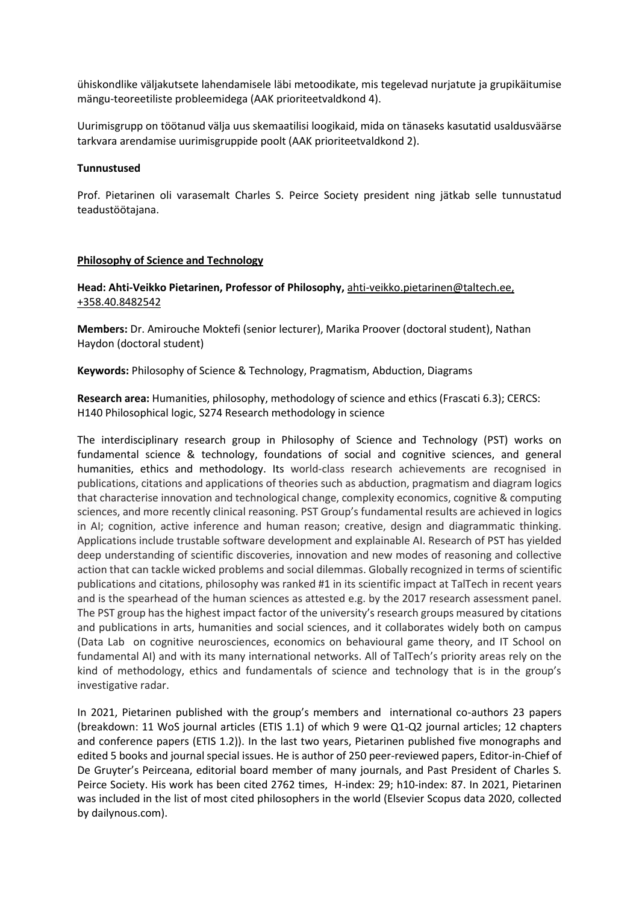ühiskondlike väljakutsete lahendamisele läbi metoodikate, mis tegelevad nurjatute ja grupikäitumise mängu-teoreetiliste probleemidega (AAK prioriteetvaldkond 4).

Uurimisgrupp on töötanud välja uus skemaatilisi loogikaid, mida on tänaseks kasutatid usaldusväärse tarkvara arendamise uurimisgruppide poolt (AAK prioriteetvaldkond 2).

**Tunnustused**

Prof. Pietarinen oli varasemalt Charles S. Peirce Society president ning jätkab selle tunnustatud teadustöötajana.

**Philosophy of Science and Technology**

**Head: Ahti-Veikko Pietarinen, Professor of Philosophy,** ahti-veikko.pietarinen@taltech.ee, +358.40.8482542

**Members:** Dr. Amirouche Moktefi (senior lecturer), Marika Proover (doctoral student), Nathan Haydon (doctoral student)

**Keywords:** Philosophy of Science & Technology, Pragmatism, Abduction, Diagrams

**Research area:** Humanities, philosophy, methodology of science and ethics (Frascati 6.3); CERCS: H140 Philosophical logic, S274 Research methodology in science

The interdisciplinary research group in Philosophy of Science and Technology (PST) works on fundamental science & technology, foundations of social and cognitive sciences, and general humanities, ethics and methodology. Its world-class research achievements are recognised in publications, citations and applications of theories such as abduction, pragmatism and diagram logics that characterise innovation and technological change, complexity economics, cognitive & computing sciences, and more recently clinical reasoning. PST Group's fundamental results are achieved in logics in AI; cognition, active inference and human reason; creative, design and diagrammatic thinking. Applications include trustable software development and explainable AI. Research of PST has yielded deep understanding of scientific discoveries, innovation and new modes of reasoning and collective action that can tackle wicked problems and social dilemmas. Globally recognized in terms of scientific publications and citations, philosophy was ranked #1 in its scientific impact at TalTech in recent years and is the spearhead of the human sciences as attested e.g. by the 2017 research assessment panel. The PST group has the highest impact factor of the university's research groups measured by citations and publications in arts, humanities and social sciences, and it collaborates widely both on campus (Data Lab on cognitive neurosciences, economics on behavioural game theory, and IT School on fundamental AI) and with its many international networks. All of TalTech's priority areas rely on the kind of methodology, ethics and fundamentals of science and technology that is in the group's investigative radar.

In 2021, Pietarinen published with the group's members and international co-authors 23 papers (breakdown: 11 WoS journal articles (ETIS 1.1) of which 9 were Q1-Q2 journal articles; 12 chapters and conference papers (ETIS 1.2)). In the last two years, Pietarinen published five monographs and edited 5 books and journal special issues. He is author of 250 peer-reviewed papers, Editor-in-Chief of De Gruyter's Peirceana, editorial board member of many journals, and Past President of Charles S. Peirce Society. His work has been cited 2762 times, H-index: 29; h10-index: 87. In 2021, Pietarinen was included in the list of most cited philosophers in the world (Elsevier Scopus data 2020, collected by dailynous.com).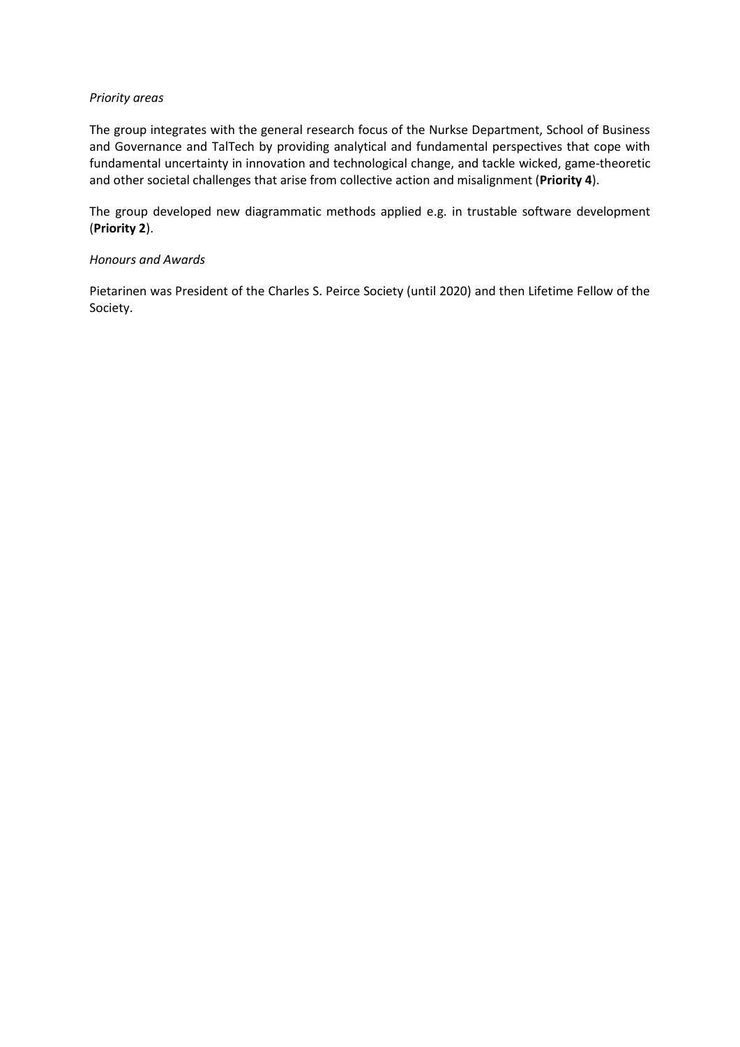*Priority areas*

The group integrates with the general research focus of the Nurkse Department, School of Business and Governance and TalTech by providing analytical and fundamental perspectives that cope with fundamental uncertainty in innovation and technological change, and tackle wicked, game-theoretic and other societal challenges that arise from collective action and misalignment (**Priority 4**).

The group developed new diagrammatic methods applied e.g. in trustable software development (**Priority 2**).

*Honours and Awards*

Pietarinen was President of the Charles S. Peirce Society (until 2020) and then Lifetime Fellow of the Society.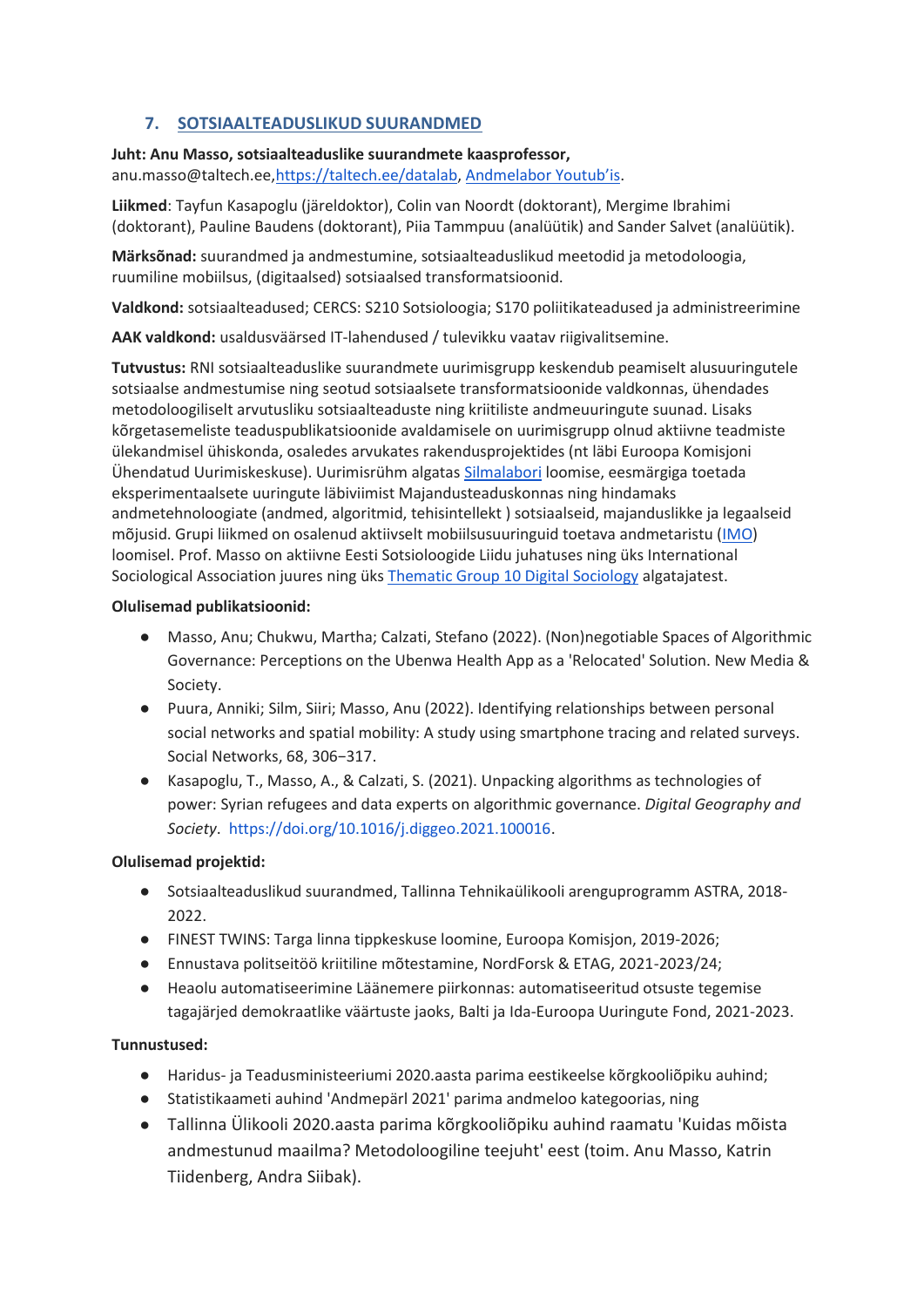## 7. SOTSIAALTEADUSLIKUD SUURANDMED

**Juht: Anu Masso, sotsiaalteaduslike suurandmete kaasprofessor,**
anu.masso@taltech.ee,[https://taltech.ee/datalab](https://taltech.ee/datalab), Andmelabor Youtub'is.

**Liikmed**: Tayfun Kasapoglu (järeldoktor), Colin van Noordt (doktorant), Mergime Ibrahimi (doktorant), Pauline Baudens (doktorant), Piia Tammpuu (analüütik) and Sander Salvet (analüütik).

**Märksõnad:** suurandmed ja andmestumine, sotsiaalteaduslikud meetodid ja metodoloogia, ruumiline mobiilsus, (digitaalsed) sotsiaalsed transformatsioonid.

**Valdkond:** sotsiaalteadused; CERCS: S210 Sotsioloogia; S170 poliitikateadused ja administreerimine

**AAK valdkond:** usaldusväärsed IT-lahendused / tulevikku vaatav riigivalitsemine.

**Tutvustus:** RNI sotsiaalteaduslike suurandmete uurimisgrupp keskendub peamiselt alusuuringutele sotsiaalse andmestumise ning seotud sotsiaalsete transformatsioonide valdkonnas, ühendades metodoloogiliselt arvutusliku sotsiaalteaduste ning kriitiliste andmeuuringute suunad. Lisaks kõrgetasemeliste teaduspublikatsioonide avaldamisele on uurimisgrupp olnud aktiivne teadmiste ülekandmisel ühiskonda, osaledes arvukates rakendusprojektides (nt läbi Euroopa Komisjoni Ühendatud Uurimiskeskuse). Uurimisrühm algatas Silmalabori loomise, eesmärgiga toetada eksperimentaalsete uuringute läbiviimist Majandusteaduskonnas ning hindamaks andmetehnoloogiate (andmed, algoritmid, tehisintellekt ) sotsiaalseid, majanduslikke ja legaalseid mõjusid. Grupi liikmed on osalenud aktiivselt mobiilsusuuringuid toetava andmetaristu (IMO) loomisel. Prof. Masso on aktiivne Eesti Sotsioloogide Liidu juhatuses ning üks International Sociological Association juures ning üks Thematic Group 10 Digital Sociology algatajatest.

**Olulisemad publikatsioonid:**

- Masso, Anu; Chukwu, Martha; Calzati, Stefano (2022). (Non)negotiable Spaces of Algorithmic Governance: Perceptions on the Ubenwa Health App as a 'Relocated' Solution. New Media & Society.
- Puura, Anniki; Silm, Siiri; Masso, Anu (2022). Identifying relationships between personal social networks and spatial mobility: A study using smartphone tracing and related surveys. Social Networks, 68, 306−317.
- Kasapoglu, T., Masso, A., & Calzati, S. (2021). Unpacking algorithms as technologies of power: Syrian refugees and data experts on algorithmic governance. *Digital Geography and Society*. https://doi.org/10.1016/j.diggeo.2021.100016.

**Olulisemad projektid:**

- Sotsiaalteaduslikud suurandmed, Tallinna Tehnikaülikooli arenguprogramm ASTRA, 2018-2022.
- FINEST TWINS: Targa linna tippkeskuse loomine, Euroopa Komisjon, 2019-2026;
- Ennustava politseitöö kriitiline mõtestamine, NordForsk & ETAG, 2021-2023/24;
- Heaolu automatiseerimine Läänemere piirkonnas: automatiseeritud otsuste tegemise tagajärjed demokraatlike väärtuste jaoks, Balti ja Ida-Euroopa Uuringute Fond, 2021-2023.

**Tunnustused:**

- Haridus- ja Teadusministeeriumi 2020.aasta parima eestikeelse kõrgkooliõpiku auhind;
- Statistikaameti auhind 'Andmepärl 2021' parima andmeloo kategoorias, ning
- Tallinna Ülikooli 2020.aasta parima kõrgkooliõpiku auhind raamatu 'Kuidas mõista andmestunud maailma? Metodoloogiline teejuht' eest (toim. Anu Masso, Katrin Tiidenberg, Andra Siibak).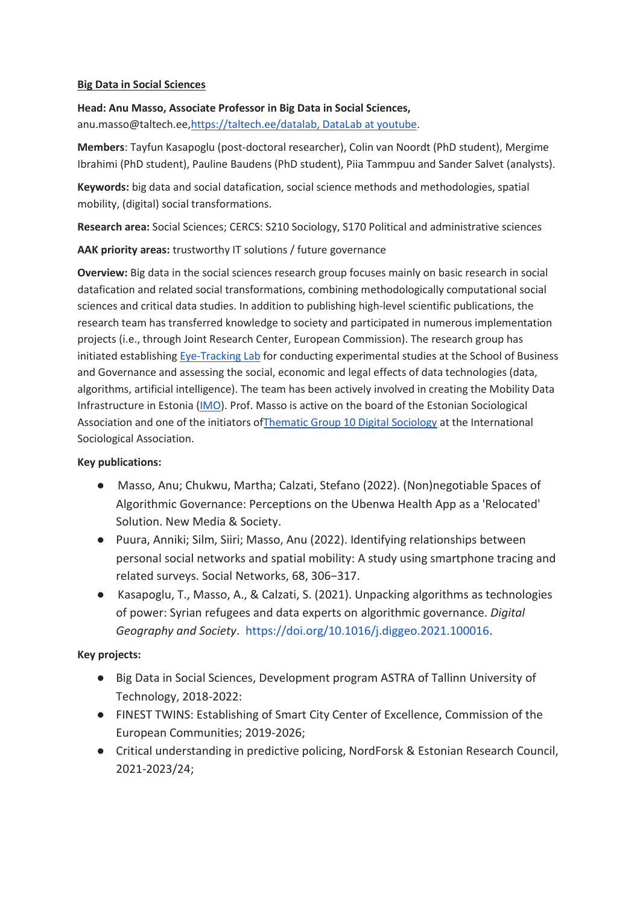**Big Data in Social Sciences**

**Head: Anu Masso, Associate Professor in Big Data in Social Sciences,**
anu.masso@taltech.ee,https://taltech.ee/datalab, DataLab at youtube.

**Members**: Tayfun Kasapoglu (post-doctoral researcher), Colin van Noordt (PhD student), Mergime Ibrahimi (PhD student), Pauline Baudens (PhD student), Piia Tammpuu and Sander Salvet (analysts).

**Keywords:** big data and social datafication, social science methods and methodologies, spatial mobility, (digital) social transformations.

**Research area:** Social Sciences; CERCS: S210 Sociology, S170 Political and administrative sciences

**AAK priority areas:** trustworthy IT solutions / future governance

**Overview:** Big data in the social sciences research group focuses mainly on basic research in social datafication and related social transformations, combining methodologically computational social sciences and critical data studies. In addition to publishing high-level scientific publications, the research team has transferred knowledge to society and participated in numerous implementation projects (i.e., through Joint Research Center, European Commission). The research group has initiated establishing Eye-Tracking Lab for conducting experimental studies at the School of Business and Governance and assessing the social, economic and legal effects of data technologies (data, algorithms, artificial intelligence). The team has been actively involved in creating the Mobility Data Infrastructure in Estonia (IMO). Prof. Masso is active on the board of the Estonian Sociological Association and one of the initiators ofThematic Group 10 Digital Sociology at the International Sociological Association.

**Key publications:**

- Masso, Anu; Chukwu, Martha; Calzati, Stefano (2022). (Non)negotiable Spaces of Algorithmic Governance: Perceptions on the Ubenwa Health App as a 'Relocated' Solution. New Media & Society.
- Puura, Anniki; Silm, Siiri; Masso, Anu (2022). Identifying relationships between personal social networks and spatial mobility: A study using smartphone tracing and related surveys. Social Networks, 68, 306−317.
- Kasapoglu, T., Masso, A., & Calzati, S. (2021). Unpacking algorithms as technologies of power: Syrian refugees and data experts on algorithmic governance. *Digital Geography and Society*. https://doi.org/10.1016/j.diggeo.2021.100016.

**Key projects:**

- Big Data in Social Sciences, Development program ASTRA of Tallinn University of Technology, 2018-2022:
- FINEST TWINS: Establishing of Smart City Center of Excellence, Commission of the European Communities; 2019-2026;
- Critical understanding in predictive policing, NordForsk & Estonian Research Council, 2021-2023/24;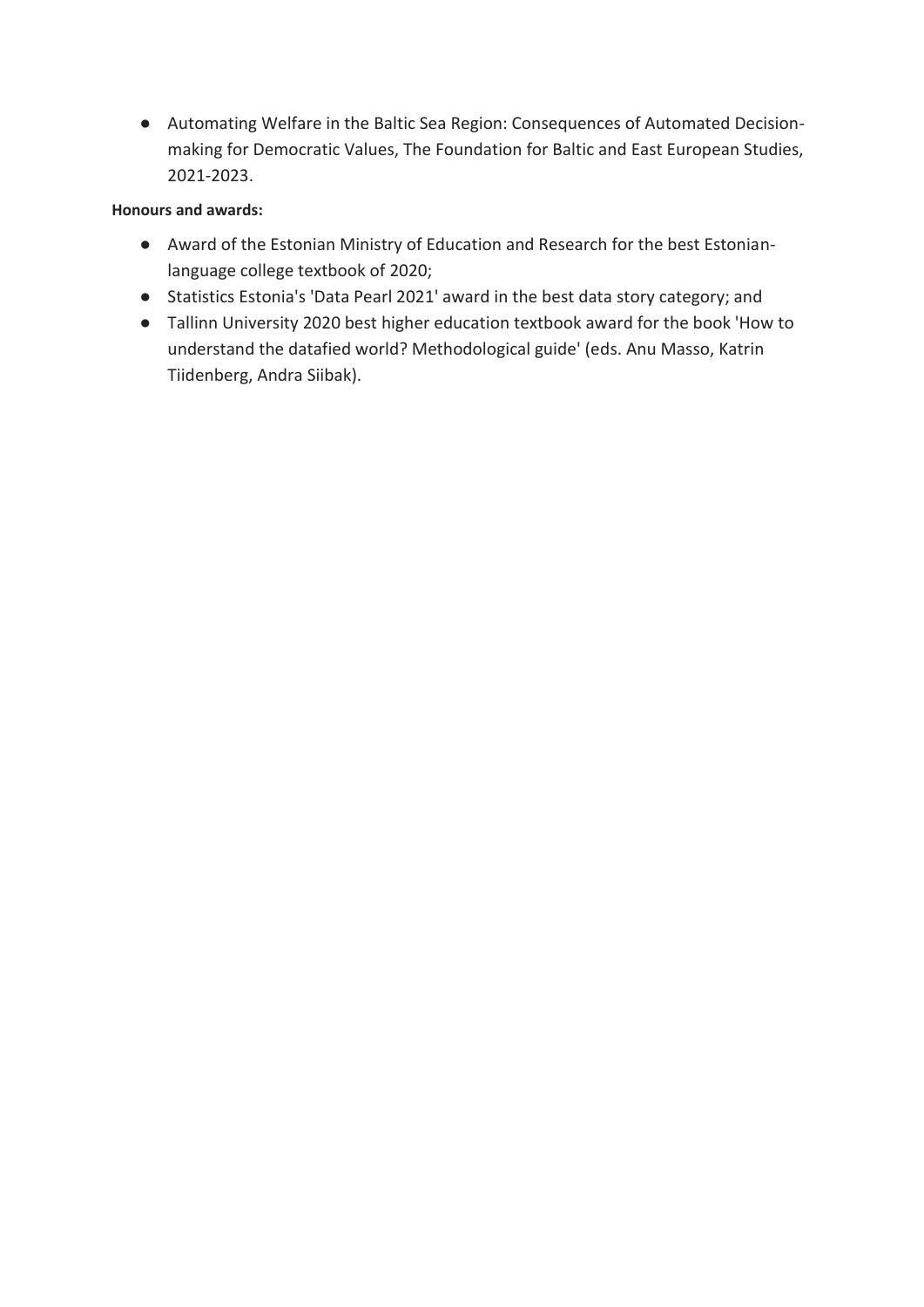- Automating Welfare in the Baltic Sea Region: Consequences of Automated Decision-making for Democratic Values, The Foundation for Baltic and East European Studies, 2021-2023.

**Honours and awards:**

- Award of the Estonian Ministry of Education and Research for the best Estonian-language college textbook of 2020;
- Statistics Estonia's 'Data Pearl 2021' award in the best data story category; and
- Tallinn University 2020 best higher education textbook award for the book 'How to understand the datafied world? Methodological guide' (eds. Anu Masso, Katrin Tiidenberg, Andra Siibak).